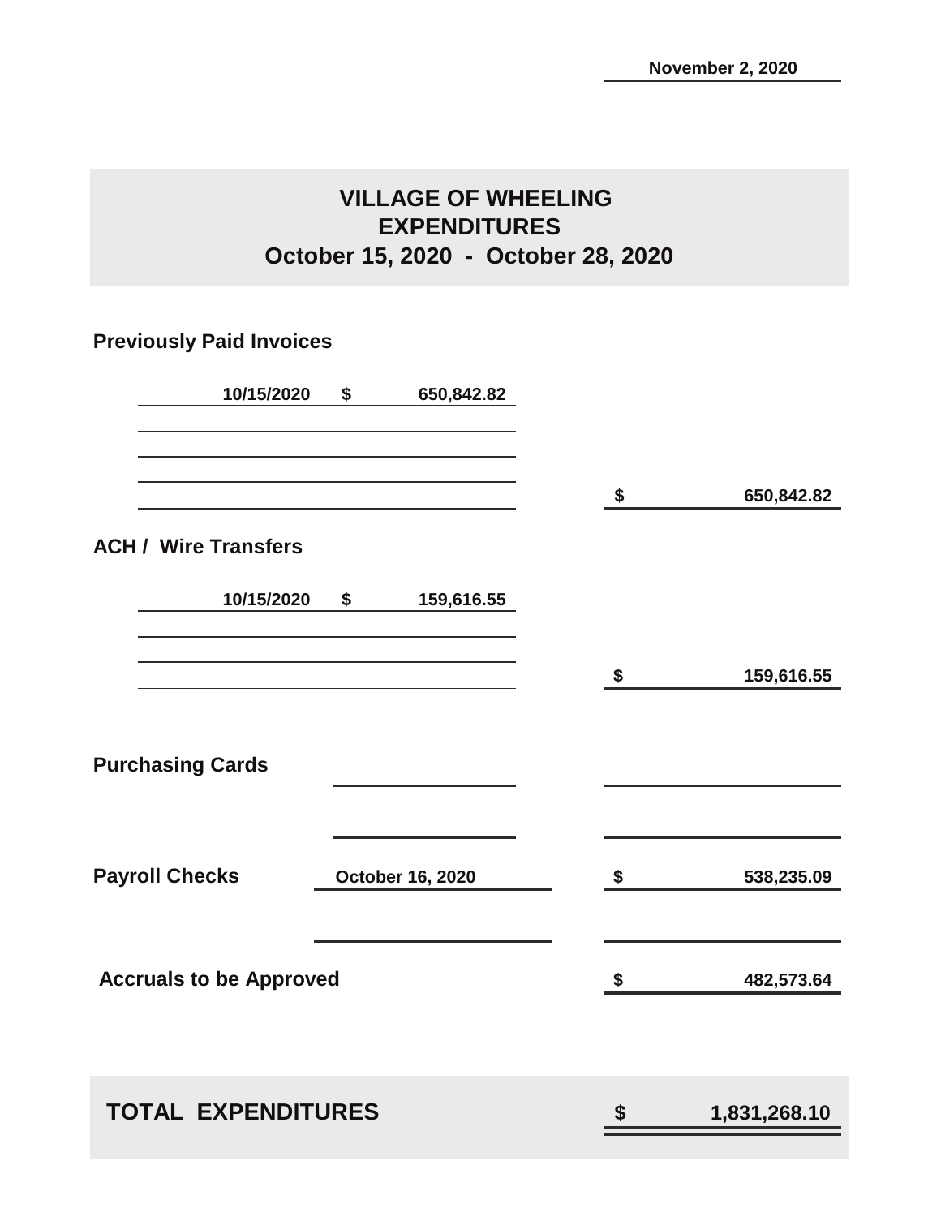November 2, 2020

# VILLAGE OF WHEELING
## EXPENDITURES
### October 15, 2020 - October 28, 2020

**Previously Paid Invoices**

| Date | Amount | Total |
|---|---|---|
| 10/15/2020 | $ 650,842.82 | |
| | | $ 650,842.82 |

**ACH / Wire Transfers**

| Date | Amount | Total |
|---|---|---|
| 10/15/2020 | $ 159,616.55 | |
| | | $ 159,616.55 |

**Purchasing Cards**

| Item | Date | Total |
|---|---|---|
| **Payroll Checks** | October 16, 2020 | $ 538,235.09 |
| **Accruals to be Approved** | | $ 482,573.64 |

| | |
|---|---|
| **TOTAL EXPENDITURES** | **$ 1,831,268.10** |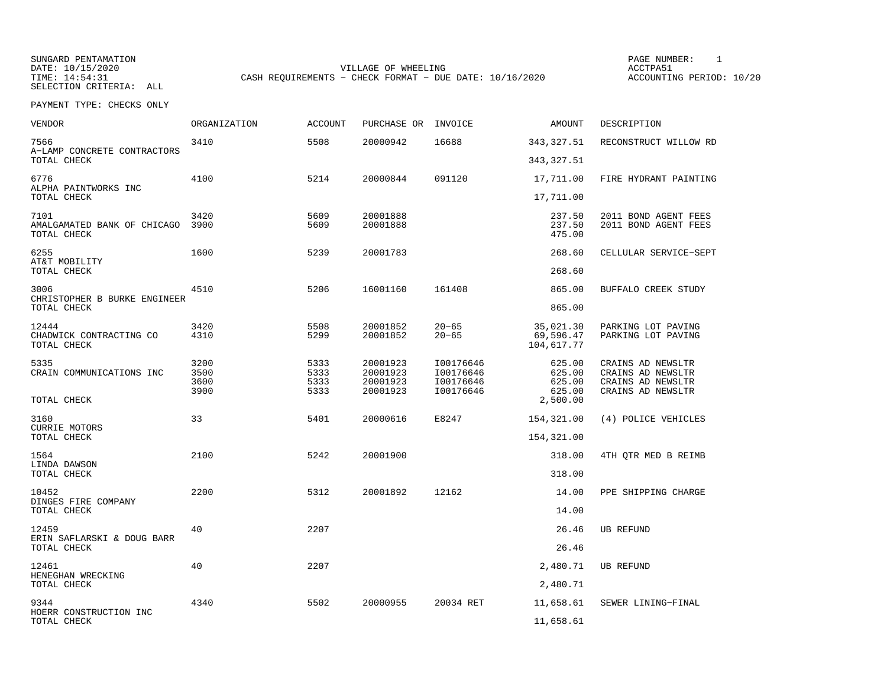SUNGARD PENTAMATION
DATE: 10/15/2020
TIME: 14:54:31
SELECTION CRITERIA: ALL

VILLAGE OF WHEELING
CASH REQUIREMENTS - CHECK FORMAT - DUE DATE: 10/16/2020

ACCTPA51
ACCOUNTING PERIOD: 10/20

PAYMENT TYPE: CHECKS ONLY

| VENDOR | ORGANIZATION | ACCOUNT | PURCHASE OR | INVOICE | AMOUNT | DESCRIPTION |
|---|---|---|---|---|---|---|
| 7566 A-LAMP CONCRETE CONTRACTORS | 3410 | 5508 | 20000942 | 16688 | 343,327.51 | RECONSTRUCT WILLOW RD |
| TOTAL CHECK | | | | | 343,327.51 | |
| 6776 ALPHA PAINTWORKS INC | 4100 | 5214 | 20000844 | 091120 | 17,711.00 | FIRE HYDRANT PAINTING |
| TOTAL CHECK | | | | | 17,711.00 | |
| 7101 | 3420 | 5609 | 20001888 | | 237.50 | 2011 BOND AGENT FEES |
| AMALGAMATED BANK OF CHICAGO | 3900 | 5609 | 20001888 | | 237.50 | 2011 BOND AGENT FEES |
| TOTAL CHECK | | | | | 475.00 | |
| 6255 AT&T MOBILITY | 1600 | 5239 | 20001783 | | 268.60 | CELLULAR SERVICE-SEPT |
| TOTAL CHECK | | | | | 268.60 | |
| 3006 CHRISTOPHER B BURKE ENGINEER | 4510 | 5206 | 16001160 | 161408 | 865.00 | BUFFALO CREEK STUDY |
| TOTAL CHECK | | | | | 865.00 | |
| 12444 | 3420 | 5508 | 20001852 | 20-65 | 35,021.30 | PARKING LOT PAVING |
| CHADWICK CONTRACTING CO | 4310 | 5299 | 20001852 | 20-65 | 69,596.47 | PARKING LOT PAVING |
| TOTAL CHECK | | | | | 104,617.77 | |
| 5335 | 3200 | 5333 | 20001923 | I00176646 | 625.00 | CRAINS AD NEWSLTR |
| CRAIN COMMUNICATIONS INC | 3500 | 5333 | 20001923 | I00176646 | 625.00 | CRAINS AD NEWSLTR |
| | 3600 | 5333 | 20001923 | I00176646 | 625.00 | CRAINS AD NEWSLTR |
| | 3900 | 5333 | 20001923 | I00176646 | 625.00 | CRAINS AD NEWSLTR |
| TOTAL CHECK | | | | | 2,500.00 | |
| 3160 CURRIE MOTORS | 33 | 5401 | 20000616 | E8247 | 154,321.00 | (4) POLICE VEHICLES |
| TOTAL CHECK | | | | | 154,321.00 | |
| 1564 LINDA DAWSON | 2100 | 5242 | 20001900 | | 318.00 | 4TH QTR MED B REIMB |
| TOTAL CHECK | | | | | 318.00 | |
| 10452 DINGES FIRE COMPANY | 2200 | 5312 | 20001892 | 12162 | 14.00 | PPE SHIPPING CHARGE |
| TOTAL CHECK | | | | | 14.00 | |
| 12459 ERIN SAFLARSKI & DOUG BARR | 40 | 2207 | | | 26.46 | UB REFUND |
| TOTAL CHECK | | | | | 26.46 | |
| 12461 HENEGHAN WRECKING | 40 | 2207 | | | 2,480.71 | UB REFUND |
| TOTAL CHECK | | | | | 2,480.71 | |
| 9344 HOERR CONSTRUCTION INC | 4340 | 5502 | 20000955 | 20034 RET | 11,658.61 | SEWER LINING-FINAL |
| TOTAL CHECK | | | | | 11,658.61 | |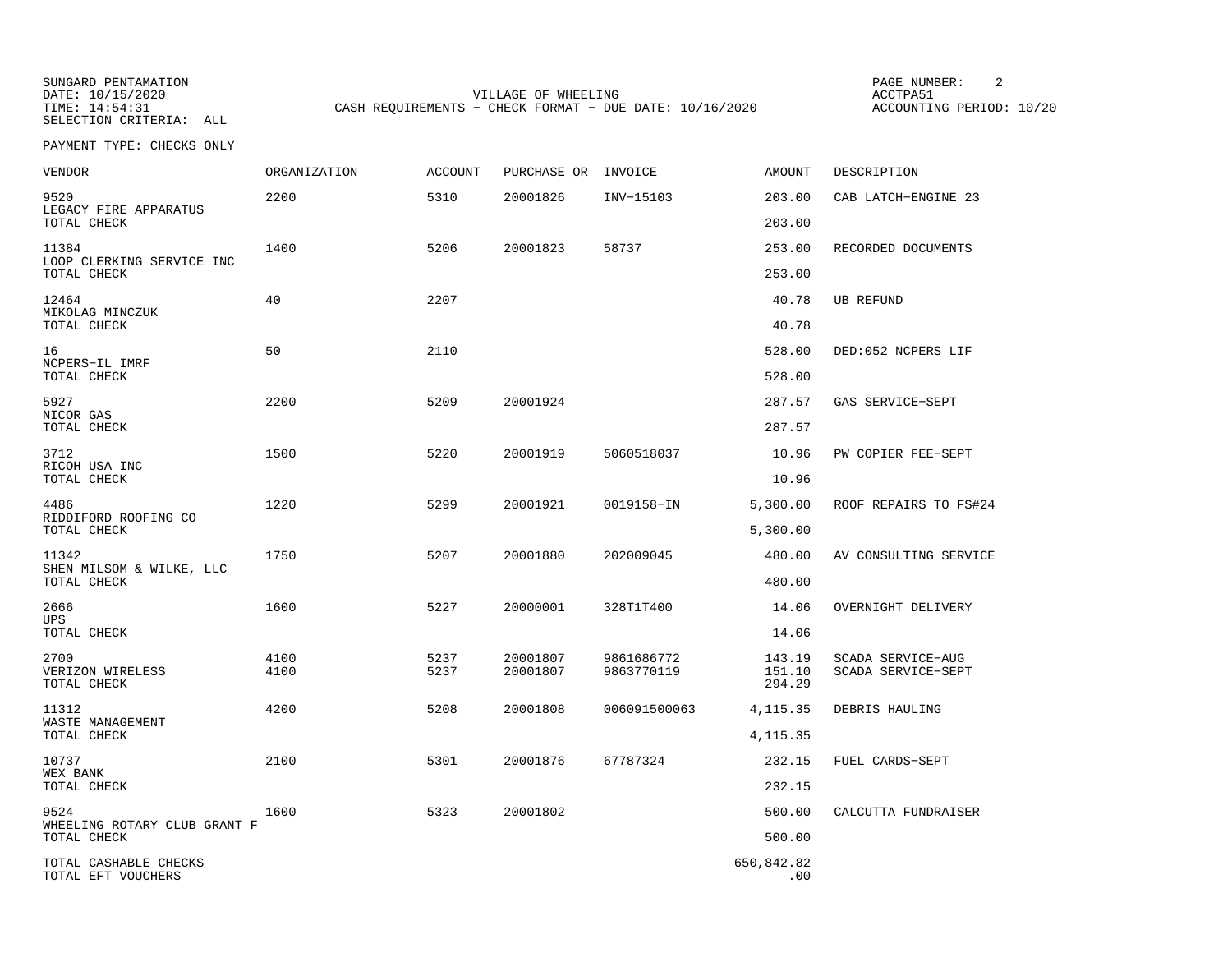SUNGARD PENTAMATION
DATE: 10/15/2020
TIME: 14:54:31
SELECTION CRITERIA: ALL

VILLAGE OF WHEELING
CASH REQUIREMENTS - CHECK FORMAT - DUE DATE: 10/16/2020

ACCTPA51
ACCOUNTING PERIOD: 10/20

PAYMENT TYPE: CHECKS ONLY

| VENDOR | ORGANIZATION | ACCOUNT | PURCHASE OR | INVOICE | AMOUNT | DESCRIPTION |
|---|---|---|---|---|---|---|
| 9520 LEGACY FIRE APPARATUS | 2200 | 5310 | 20001826 | INV-15103 | 203.00 | CAB LATCH-ENGINE 23 |
| TOTAL CHECK | | | | | 203.00 | |
| 11384 LOOP CLERKING SERVICE INC | 1400 | 5206 | 20001823 | 58737 | 253.00 | RECORDED DOCUMENTS |
| TOTAL CHECK | | | | | 253.00 | |
| 12464 MIKOLAG MINCZUK | 40 | 2207 | | | 40.78 | UB REFUND |
| TOTAL CHECK | | | | | 40.78 | |
| 16 NCPERS-IL IMRF | 50 | 2110 | | | 528.00 | DED:052 NCPERS LIF |
| TOTAL CHECK | | | | | 528.00 | |
| 5927 NICOR GAS | 2200 | 5209 | 20001924 | | 287.57 | GAS SERVICE-SEPT |
| TOTAL CHECK | | | | | 287.57 | |
| 3712 RICOH USA INC | 1500 | 5220 | 20001919 | 5060518037 | 10.96 | PW COPIER FEE-SEPT |
| TOTAL CHECK | | | | | 10.96 | |
| 4486 RIDDIFORD ROOFING CO | 1220 | 5299 | 20001921 | 0019158-IN | 5,300.00 | ROOF REPAIRS TO FS#24 |
| TOTAL CHECK | | | | | 5,300.00 | |
| 11342 SHEN MILSOM & WILKE, LLC | 1750 | 5207 | 20001880 | 202009045 | 480.00 | AV CONSULTING SERVICE |
| TOTAL CHECK | | | | | 480.00 | |
| 2666 UPS | 1600 | 5227 | 20000001 | 328T1T400 | 14.06 | OVERNIGHT DELIVERY |
| TOTAL CHECK | | | | | 14.06 | |
| 2700 VERIZON WIRELESS | 4100 | 5237 | 20001807 | 9861686772 | 143.19 | SCADA SERVICE-AUG |
| | 4100 | 5237 | 20001807 | 9863770119 | 151.10 | SCADA SERVICE-SEPT |
| TOTAL CHECK | | | | | 294.29 | |
| 11312 WASTE MANAGEMENT | 4200 | 5208 | 20001808 | 006091500063 | 4,115.35 | DEBRIS HAULING |
| TOTAL CHECK | | | | | 4,115.35 | |
| 10737 WEX BANK | 2100 | 5301 | 20001876 | 67787324 | 232.15 | FUEL CARDS-SEPT |
| TOTAL CHECK | | | | | 232.15 | |
| 9524 WHEELING ROTARY CLUB GRANT F | 1600 | 5323 | 20001802 | | 500.00 | CALCUTTA FUNDRAISER |
| TOTAL CHECK | | | | | 500.00 | |
| TOTAL CASHABLE CHECKS | | | | | 650,842.82 | |
| TOTAL EFT VOUCHERS | | | | | .00 | |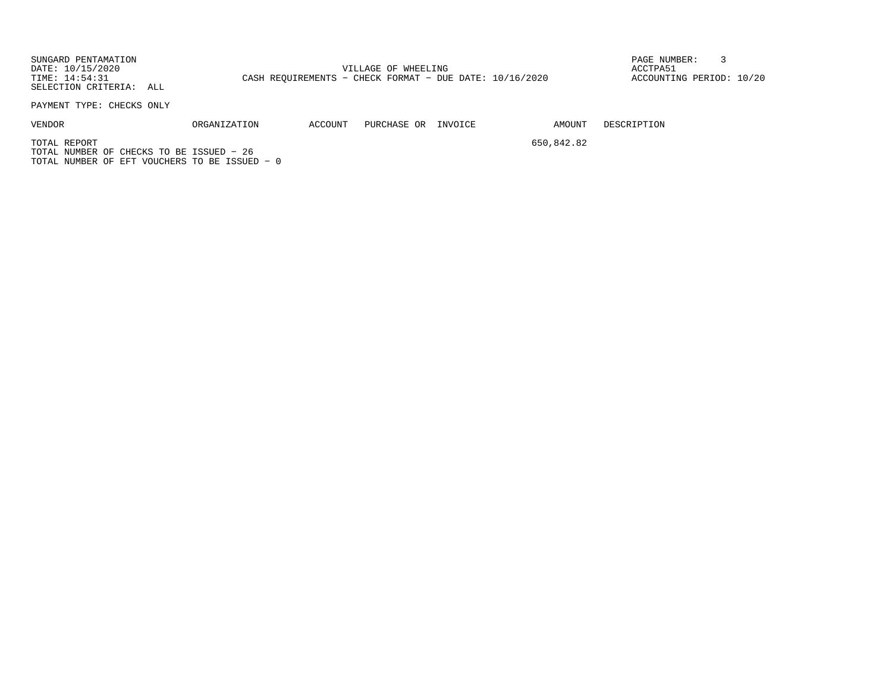SUNGARD PENTAMATION
DATE: 10/15/2020
TIME: 14:54:31
SELECTION CRITERIA: ALL

VILLAGE OF WHEELING
CASH REQUIREMENTS - CHECK FORMAT - DUE DATE: 10/16/2020

ACCTPA51
ACCOUNTING PERIOD: 10/20

PAYMENT TYPE: CHECKS ONLY

| VENDOR | ORGANIZATION | ACCOUNT | PURCHASE OR | INVOICE | AMOUNT | DESCRIPTION |
|---|---|---|---|---|---|---|
| TOTAL REPORT | | | | | 650,842.82 | |

TOTAL NUMBER OF CHECKS TO BE ISSUED - 26
TOTAL NUMBER OF EFT VOUCHERS TO BE ISSUED - 0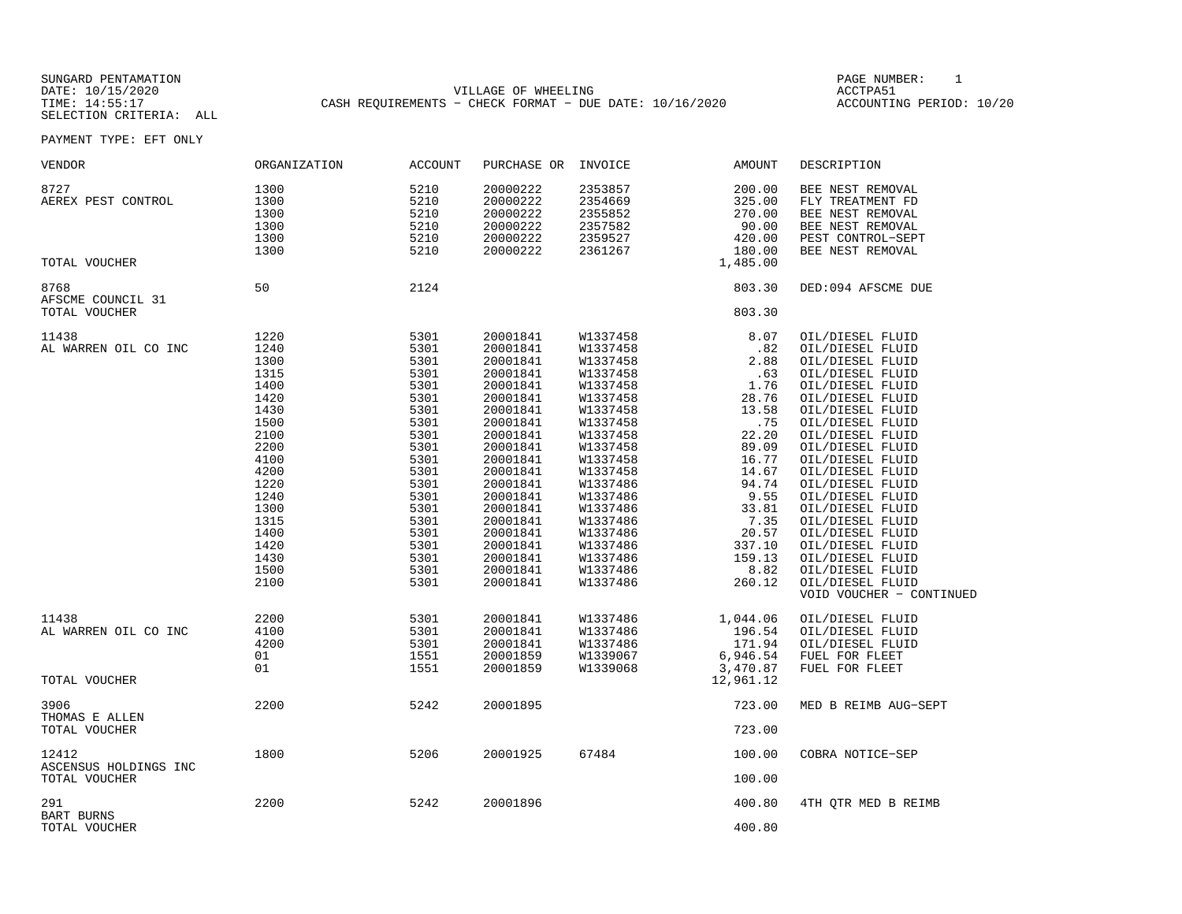SUNGARD PENTAMATION
DATE: 10/15/2020
TIME: 14:55:17
SELECTION CRITERIA: ALL

VILLAGE OF WHEELING
CASH REQUIREMENTS - CHECK FORMAT - DUE DATE: 10/16/2020

PAGE NUMBER: 1
ACCTPA51
ACCOUNTING PERIOD: 10/20

PAYMENT TYPE: EFT ONLY

| VENDOR | ORGANIZATION | ACCOUNT | PURCHASE OR | INVOICE | AMOUNT | DESCRIPTION |
|---|---|---|---|---|---|---|
| 8727 | 1300 | 5210 | 20000222 | 2353857 | 200.00 | BEE NEST REMOVAL |
| AEREX PEST CONTROL | 1300 | 5210 | 20000222 | 2354669 | 325.00 | FLY TREATMENT FD |
| | 1300 | 5210 | 20000222 | 2355852 | 270.00 | BEE NEST REMOVAL |
| | 1300 | 5210 | 20000222 | 2357582 | 90.00 | BEE NEST REMOVAL |
| | 1300 | 5210 | 20000222 | 2359527 | 420.00 | PEST CONTROL-SEPT |
| | 1300 | 5210 | 20000222 | 2361267 | 180.00 | BEE NEST REMOVAL |
| TOTAL VOUCHER | | | | | 1,485.00 | |
| 8768 | 50 | 2124 | | | 803.30 | DED:094 AFSCME DUE |
| AFSCME COUNCIL 31 | | | | | | |
| TOTAL VOUCHER | | | | | 803.30 | |
| 11438 | 1220 | 5301 | 20001841 | W1337458 | 8.07 | OIL/DIESEL FLUID |
| AL WARREN OIL CO INC | 1240 | 5301 | 20001841 | W1337458 | .82 | OIL/DIESEL FLUID |
| | 1300 | 5301 | 20001841 | W1337458 | 2.88 | OIL/DIESEL FLUID |
| | 1315 | 5301 | 20001841 | W1337458 | .63 | OIL/DIESEL FLUID |
| | 1400 | 5301 | 20001841 | W1337458 | 1.76 | OIL/DIESEL FLUID |
| | 1420 | 5301 | 20001841 | W1337458 | 28.76 | OIL/DIESEL FLUID |
| | 1430 | 5301 | 20001841 | W1337458 | 13.58 | OIL/DIESEL FLUID |
| | 1500 | 5301 | 20001841 | W1337458 | .75 | OIL/DIESEL FLUID |
| | 2100 | 5301 | 20001841 | W1337458 | 22.20 | OIL/DIESEL FLUID |
| | 2200 | 5301 | 20001841 | W1337458 | 89.09 | OIL/DIESEL FLUID |
| | 4100 | 5301 | 20001841 | W1337458 | 16.77 | OIL/DIESEL FLUID |
| | 4200 | 5301 | 20001841 | W1337458 | 14.67 | OIL/DIESEL FLUID |
| | 1220 | 5301 | 20001841 | W1337486 | 94.74 | OIL/DIESEL FLUID |
| | 1240 | 5301 | 20001841 | W1337486 | 9.55 | OIL/DIESEL FLUID |
| | 1300 | 5301 | 20001841 | W1337486 | 33.81 | OIL/DIESEL FLUID |
| | 1315 | 5301 | 20001841 | W1337486 | 7.35 | OIL/DIESEL FLUID |
| | 1400 | 5301 | 20001841 | W1337486 | 20.57 | OIL/DIESEL FLUID |
| | 1420 | 5301 | 20001841 | W1337486 | 337.10 | OIL/DIESEL FLUID |
| | 1430 | 5301 | 20001841 | W1337486 | 159.13 | OIL/DIESEL FLUID |
| | 1500 | 5301 | 20001841 | W1337486 | 8.82 | OIL/DIESEL FLUID |
| | 2100 | 5301 | 20001841 | W1337486 | 260.12 | OIL/DIESEL FLUID |
| | | | | | | VOID VOUCHER - CONTINUED |
| 11438 | 2200 | 5301 | 20001841 | W1337486 | 1,044.06 | OIL/DIESEL FLUID |
| AL WARREN OIL CO INC | 4100 | 5301 | 20001841 | W1337486 | 196.54 | OIL/DIESEL FLUID |
| | 4200 | 5301 | 20001841 | W1337486 | 171.94 | OIL/DIESEL FLUID |
| | 01 | 1551 | 20001859 | W1339067 | 6,946.54 | FUEL FOR FLEET |
| | 01 | 1551 | 20001859 | W1339068 | 3,470.87 | FUEL FOR FLEET |
| TOTAL VOUCHER | | | | | 12,961.12 | |
| 3906 | 2200 | 5242 | 20001895 | | 723.00 | MED B REIMB AUG-SEPT |
| THOMAS E ALLEN | | | | | | |
| TOTAL VOUCHER | | | | | 723.00 | |
| 12412 | 1800 | 5206 | 20001925 | 67484 | 100.00 | COBRA NOTICE-SEP |
| ASCENSUS HOLDINGS INC | | | | | | |
| TOTAL VOUCHER | | | | | 100.00 | |
| 291 | 2200 | 5242 | 20001896 | | 400.80 | 4TH QTR MED B REIMB |
| BART BURNS | | | | | | |
| TOTAL VOUCHER | | | | | 400.80 | |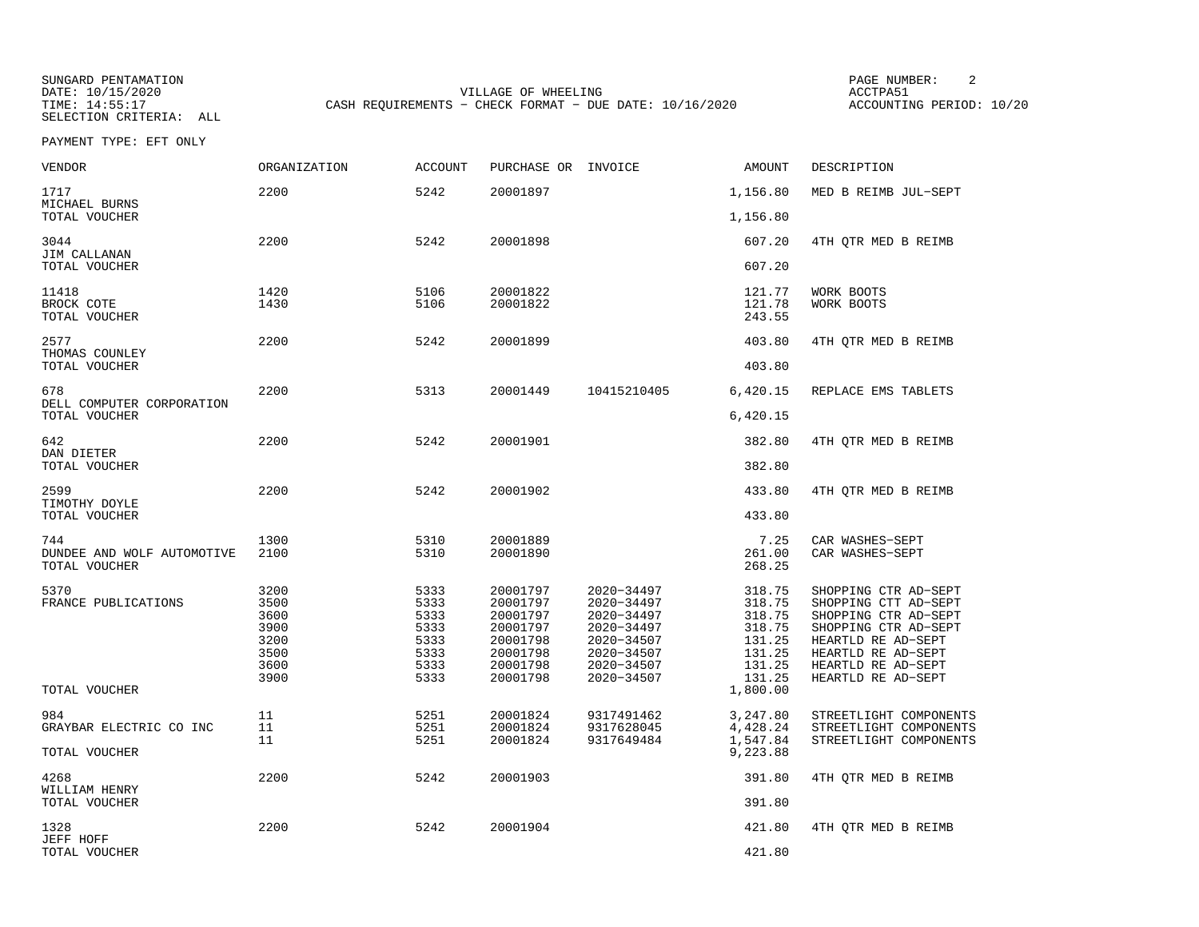SUNGARD PENTAMATION
DATE: 10/15/2020
TIME: 14:55:17
SELECTION CRITERIA: ALL

VILLAGE OF WHEELING
CASH REQUIREMENTS - CHECK FORMAT - DUE DATE: 10/16/2020

PAGE NUMBER: 2
ACCTPA51
ACCOUNTING PERIOD: 10/20

PAYMENT TYPE: EFT ONLY

| VENDOR | ORGANIZATION | ACCOUNT | PURCHASE OR | INVOICE | AMOUNT | DESCRIPTION |
|---|---|---|---|---|---|---|
| 1717 | 2200 | 5242 | 20001897 | | 1,156.80 | MED B REIMB JUL-SEPT |
| MICHAEL BURNS | | | | | | |
| TOTAL VOUCHER | | | | | 1,156.80 | |
| 3044 | 2200 | 5242 | 20001898 | | 607.20 | 4TH QTR MED B REIMB |
| JIM CALLANAN | | | | | | |
| TOTAL VOUCHER | | | | | 607.20 | |
| 11418 | 1420 | 5106 | 20001822 | | 121.77 | WORK BOOTS |
| BROCK COTE | 1430 | 5106 | 20001822 | | 121.78 | WORK BOOTS |
| TOTAL VOUCHER | | | | | 243.55 | |
| 2577 | 2200 | 5242 | 20001899 | | 403.80 | 4TH QTR MED B REIMB |
| THOMAS COUNLEY | | | | | | |
| TOTAL VOUCHER | | | | | 403.80 | |
| 678 | 2200 | 5313 | 20001449 | 10415210405 | 6,420.15 | REPLACE EMS TABLETS |
| DELL COMPUTER CORPORATION | | | | | | |
| TOTAL VOUCHER | | | | | 6,420.15 | |
| 642 | 2200 | 5242 | 20001901 | | 382.80 | 4TH QTR MED B REIMB |
| DAN DIETER | | | | | | |
| TOTAL VOUCHER | | | | | 382.80 | |
| 2599 | 2200 | 5242 | 20001902 | | 433.80 | 4TH QTR MED B REIMB |
| TIMOTHY DOYLE | | | | | | |
| TOTAL VOUCHER | | | | | 433.80 | |
| 744 | 1300 | 5310 | 20001889 | | 7.25 | CAR WASHES-SEPT |
| DUNDEE AND WOLF AUTOMOTIVE | 2100 | 5310 | 20001890 | | 261.00 | CAR WASHES-SEPT |
| TOTAL VOUCHER | | | | | 268.25 | |
| 5370 | 3200 | 5333 | 20001797 | 2020-34497 | 318.75 | SHOPPING CTR AD-SEPT |
| FRANCE PUBLICATIONS | 3500 | 5333 | 20001797 | 2020-34497 | 318.75 | SHOPPING CTT AD-SEPT |
| | 3600 | 5333 | 20001797 | 2020-34497 | 318.75 | SHOPPING CTR AD-SEPT |
| | 3900 | 5333 | 20001797 | 2020-34497 | 318.75 | SHOPPING CTR AD-SEPT |
| | 3200 | 5333 | 20001798 | 2020-34507 | 131.25 | HEARTLD RE AD-SEPT |
| | 3500 | 5333 | 20001798 | 2020-34507 | 131.25 | HEARTLD RE AD-SEPT |
| | 3600 | 5333 | 20001798 | 2020-34507 | 131.25 | HEARTLD RE AD-SEPT |
| | 3900 | 5333 | 20001798 | 2020-34507 | 131.25 | HEARTLD RE AD-SEPT |
| TOTAL VOUCHER | | | | | 1,800.00 | |
| 984 | 11 | 5251 | 20001824 | 9317491462 | 3,247.80 | STREETLIGHT COMPONENTS |
| GRAYBAR ELECTRIC CO INC | 11 | 5251 | 20001824 | 9317628045 | 4,428.24 | STREETLIGHT COMPONENTS |
| | 11 | 5251 | 20001824 | 9317649484 | 1,547.84 | STREETLIGHT COMPONENTS |
| TOTAL VOUCHER | | | | | 9,223.88 | |
| 4268 | 2200 | 5242 | 20001903 | | 391.80 | 4TH QTR MED B REIMB |
| WILLIAM HENRY | | | | | | |
| TOTAL VOUCHER | | | | | 391.80 | |
| 1328 | 2200 | 5242 | 20001904 | | 421.80 | 4TH QTR MED B REIMB |
| JEFF HOFF | | | | | | |
| TOTAL VOUCHER | | | | | 421.80 | |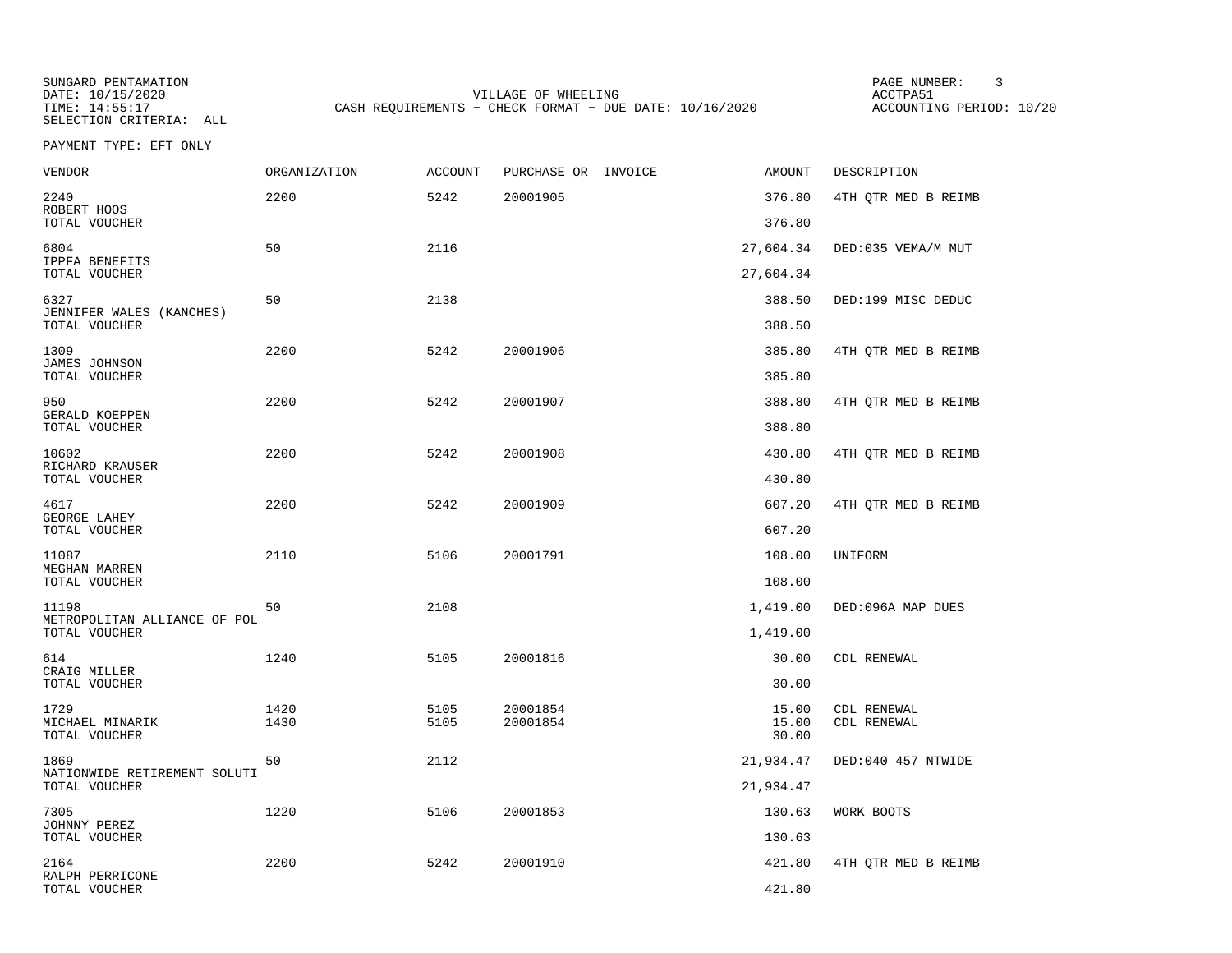SUNGARD PENTAMATION
DATE: 10/15/2020
TIME: 14:55:17
SELECTION CRITERIA: ALL

VILLAGE OF WHEELING
CASH REQUIREMENTS - CHECK FORMAT - DUE DATE: 10/16/2020

ACCTPA51
ACCOUNTING PERIOD: 10/20

PAYMENT TYPE: EFT ONLY

| VENDOR | ORGANIZATION | ACCOUNT | PURCHASE OR | INVOICE | AMOUNT | DESCRIPTION |
|---|---|---|---|---|---|---|
| 2240 ROBERT HOOS | 2200 | 5242 | 20001905 | | 376.80 | 4TH QTR MED B REIMB |
| TOTAL VOUCHER | | | | | 376.80 | |
| 6804 IPPFA BENEFITS | 50 | 2116 | | | 27,604.34 | DED:035 VEMA/M MUT |
| TOTAL VOUCHER | | | | | 27,604.34 | |
| 6327 JENNIFER WALES (KANCHES) | 50 | 2138 | | | 388.50 | DED:199 MISC DEDUC |
| TOTAL VOUCHER | | | | | 388.50 | |
| 1309 JAMES JOHNSON | 2200 | 5242 | 20001906 | | 385.80 | 4TH QTR MED B REIMB |
| TOTAL VOUCHER | | | | | 385.80 | |
| 950 GERALD KOEPPEN | 2200 | 5242 | 20001907 | | 388.80 | 4TH QTR MED B REIMB |
| TOTAL VOUCHER | | | | | 388.80 | |
| 10602 RICHARD KRAUSER | 2200 | 5242 | 20001908 | | 430.80 | 4TH QTR MED B REIMB |
| TOTAL VOUCHER | | | | | 430.80 | |
| 4617 GEORGE LAHEY | 2200 | 5242 | 20001909 | | 607.20 | 4TH QTR MED B REIMB |
| TOTAL VOUCHER | | | | | 607.20 | |
| 11087 MEGHAN MARREN | 2110 | 5106 | 20001791 | | 108.00 | UNIFORM |
| TOTAL VOUCHER | | | | | 108.00 | |
| 11198 METROPOLITAN ALLIANCE OF POL | 50 | 2108 | | | 1,419.00 | DED:096A MAP DUES |
| TOTAL VOUCHER | | | | | 1,419.00 | |
| 614 CRAIG MILLER | 1240 | 5105 | 20001816 | | 30.00 | CDL RENEWAL |
| TOTAL VOUCHER | | | | | 30.00 | |
| 1729 | 1420 | 5105 | 20001854 | | 15.00 | CDL RENEWAL |
| MICHAEL MINARIK | 1430 | 5105 | 20001854 | | 15.00 | CDL RENEWAL |
| TOTAL VOUCHER | | | | | 30.00 | |
| 1869 NATIONWIDE RETIREMENT SOLUTI | 50 | 2112 | | | 21,934.47 | DED:040 457 NTWIDE |
| TOTAL VOUCHER | | | | | 21,934.47 | |
| 7305 JOHNNY PEREZ | 1220 | 5106 | 20001853 | | 130.63 | WORK BOOTS |
| TOTAL VOUCHER | | | | | 130.63 | |
| 2164 RALPH PERRICONE | 2200 | 5242 | 20001910 | | 421.80 | 4TH QTR MED B REIMB |
| TOTAL VOUCHER | | | | | 421.80 | |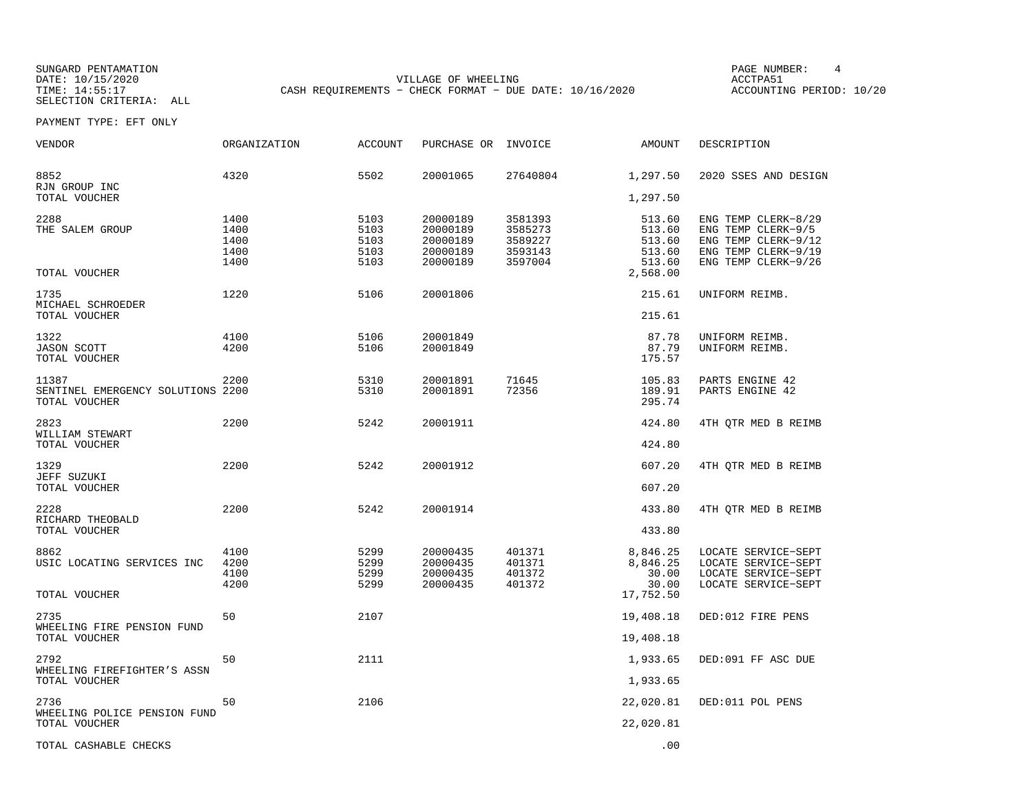SUNGARD PENTAMATION
DATE: 10/15/2020
TIME: 14:55:17
SELECTION CRITERIA: ALL

VILLAGE OF WHEELING
CASH REQUIREMENTS - CHECK FORMAT - DUE DATE: 10/16/2020

PAGE NUMBER: 4
ACCTPA51
ACCOUNTING PERIOD: 10/20

PAYMENT TYPE: EFT ONLY

| VENDOR | ORGANIZATION | ACCOUNT | PURCHASE OR | INVOICE | AMOUNT | DESCRIPTION |
|---|---|---|---|---|---|---|
| 8852 | 4320 | 5502 | 20001065 | 27640804 | 1,297.50 | 2020 SSES AND DESIGN |
| RJN GROUP INC | | | | | | |
| TOTAL VOUCHER | | | | | 1,297.50 | |
| 2288 | 1400 | 5103 | 20000189 | 3581393 | 513.60 | ENG TEMP CLERK-8/29 |
| THE SALEM GROUP | 1400 | 5103 | 20000189 | 3585273 | 513.60 | ENG TEMP CLERK-9/5 |
| | 1400 | 5103 | 20000189 | 3589227 | 513.60 | ENG TEMP CLERK-9/12 |
| | 1400 | 5103 | 20000189 | 3593143 | 513.60 | ENG TEMP CLERK-9/19 |
| | 1400 | 5103 | 20000189 | 3597004 | 513.60 | ENG TEMP CLERK-9/26 |
| TOTAL VOUCHER | | | | | 2,568.00 | |
| 1735 | 1220 | 5106 | 20001806 | | 215.61 | UNIFORM REIMB. |
| MICHAEL SCHROEDER | | | | | | |
| TOTAL VOUCHER | | | | | 215.61 | |
| 1322 | 4100 | 5106 | 20001849 | | 87.78 | UNIFORM REIMB. |
| JASON SCOTT | 4200 | 5106 | 20001849 | | 87.79 | UNIFORM REIMB. |
| TOTAL VOUCHER | | | | | 175.57 | |
| 11387 | 2200 | 5310 | 20001891 | 71645 | 105.83 | PARTS ENGINE 42 |
| SENTINEL EMERGENCY SOLUTIONS | 2200 | 5310 | 20001891 | 72356 | 189.91 | PARTS ENGINE 42 |
| TOTAL VOUCHER | | | | | 295.74 | |
| 2823 | 2200 | 5242 | 20001911 | | 424.80 | 4TH QTR MED B REIMB |
| WILLIAM STEWART | | | | | | |
| TOTAL VOUCHER | | | | | 424.80 | |
| 1329 | 2200 | 5242 | 20001912 | | 607.20 | 4TH QTR MED B REIMB |
| JEFF SUZUKI | | | | | | |
| TOTAL VOUCHER | | | | | 607.20 | |
| 2228 | 2200 | 5242 | 20001914 | | 433.80 | 4TH QTR MED B REIMB |
| RICHARD THEOBALD | | | | | | |
| TOTAL VOUCHER | | | | | 433.80 | |
| 8862 | 4100 | 5299 | 20000435 | 401371 | 8,846.25 | LOCATE SERVICE-SEPT |
| USIC LOCATING SERVICES INC | 4200 | 5299 | 20000435 | 401371 | 8,846.25 | LOCATE SERVICE-SEPT |
| | 4100 | 5299 | 20000435 | 401372 | 30.00 | LOCATE SERVICE-SEPT |
| | 4200 | 5299 | 20000435 | 401372 | 30.00 | LOCATE SERVICE-SEPT |
| TOTAL VOUCHER | | | | | 17,752.50 | |
| 2735 | 50 | 2107 | | | 19,408.18 | DED:012 FIRE PENS |
| WHEELING FIRE PENSION FUND | | | | | | |
| TOTAL VOUCHER | | | | | 19,408.18 | |
| 2792 | 50 | 2111 | | | 1,933.65 | DED:091 FF ASC DUE |
| WHEELING FIREFIGHTER'S ASSN | | | | | | |
| TOTAL VOUCHER | | | | | 1,933.65 | |
| 2736 | 50 | 2106 | | | 22,020.81 | DED:011 POL PENS |
| WHEELING POLICE PENSION FUND | | | | | | |
| TOTAL VOUCHER | | | | | 22,020.81 | |
| TOTAL CASHABLE CHECKS | | | | | .00 | |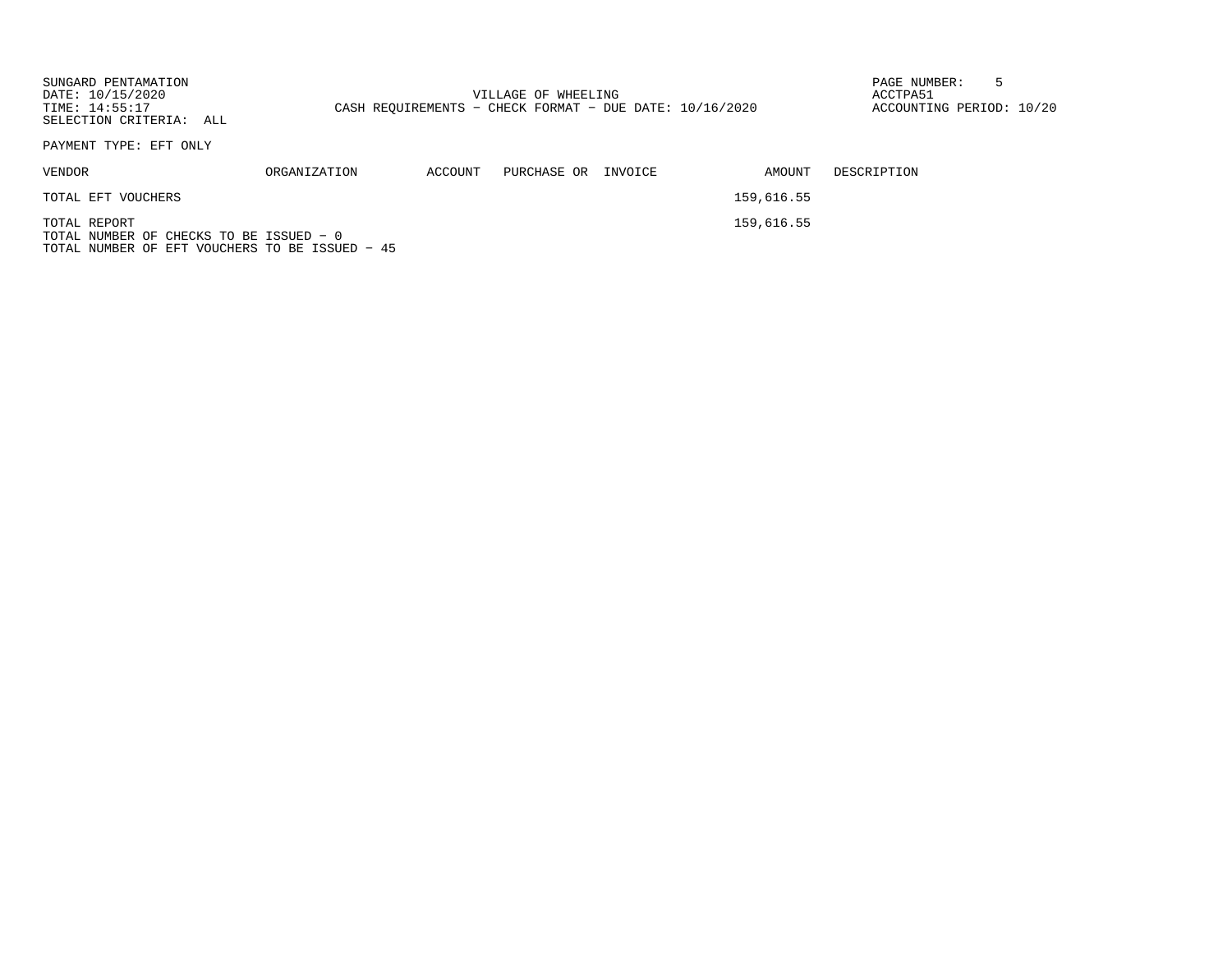SUNGARD PENTAMATION
DATE: 10/15/2020
TIME: 14:55:17
SELECTION CRITERIA: ALL

VILLAGE OF WHEELING
CASH REQUIREMENTS - CHECK FORMAT - DUE DATE: 10/16/2020

ACCTPA51
ACCOUNTING PERIOD: 10/20

PAYMENT TYPE: EFT ONLY

| VENDOR | ORGANIZATION | ACCOUNT | PURCHASE OR | INVOICE | AMOUNT | DESCRIPTION |
|---|---|---|---|---|---|---|
| TOTAL EFT VOUCHERS | | | | | 159,616.55 | |
| TOTAL REPORT | | | | | 159,616.55 | |

TOTAL NUMBER OF CHECKS TO BE ISSUED - 0
TOTAL NUMBER OF EFT VOUCHERS TO BE ISSUED - 45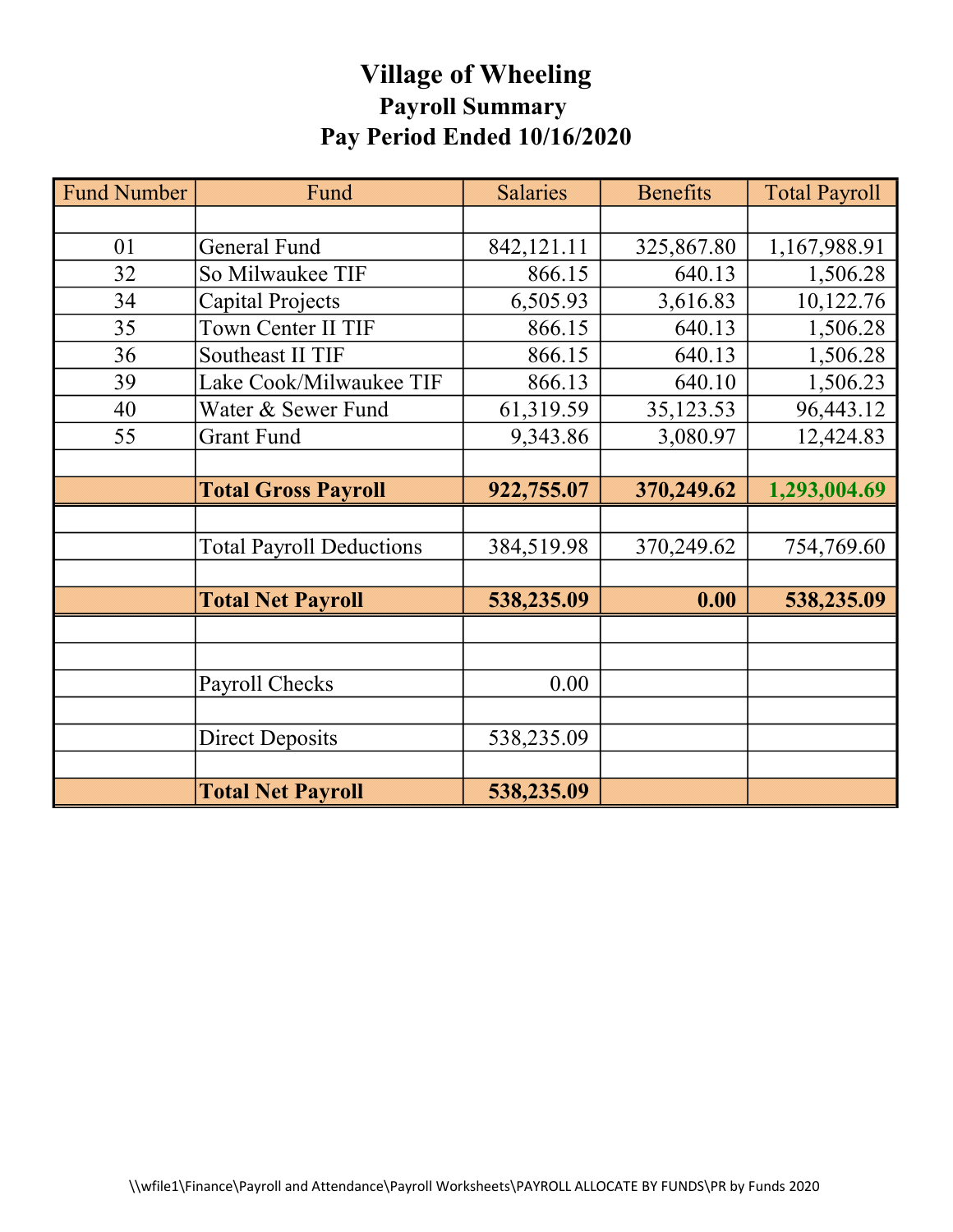# Village of Wheeling

## Payroll Summary

## Pay Period Ended 10/16/2020

| Fund Number | Fund | Salaries | Benefits | Total Payroll |
|---|---|---|---|---|
| | | | | |
| 01 | General Fund | 842,121.11 | 325,867.80 | 1,167,988.91 |
| 32 | So Milwaukee TIF | 866.15 | 640.13 | 1,506.28 |
| 34 | Capital Projects | 6,505.93 | 3,616.83 | 10,122.76 |
| 35 | Town Center II TIF | 866.15 | 640.13 | 1,506.28 |
| 36 | Southeast II TIF | 866.15 | 640.13 | 1,506.28 |
| 39 | Lake Cook/Milwaukee TIF | 866.13 | 640.10 | 1,506.23 |
| 40 | Water & Sewer Fund | 61,319.59 | 35,123.53 | 96,443.12 |
| 55 | Grant Fund | 9,343.86 | 3,080.97 | 12,424.83 |
| | | | | |
| | **Total Gross Payroll** | **922,755.07** | **370,249.62** | **1,293,004.69** |
| | | | | |
| | Total Payroll Deductions | 384,519.98 | 370,249.62 | 754,769.60 |
| | | | | |
| | **Total Net Payroll** | **538,235.09** | **0.00** | **538,235.09** |
| | | | | |
| | | | | |
| | Payroll Checks | 0.00 | | |
| | | | | |
| | Direct Deposits | 538,235.09 | | |
| | | | | |
| | **Total Net Payroll** | **538,235.09** | | |

\\wfile1\Finance\Payroll and Attendance\Payroll Worksheets\PAYROLL ALLOCATE BY FUNDS\PR by Funds 2020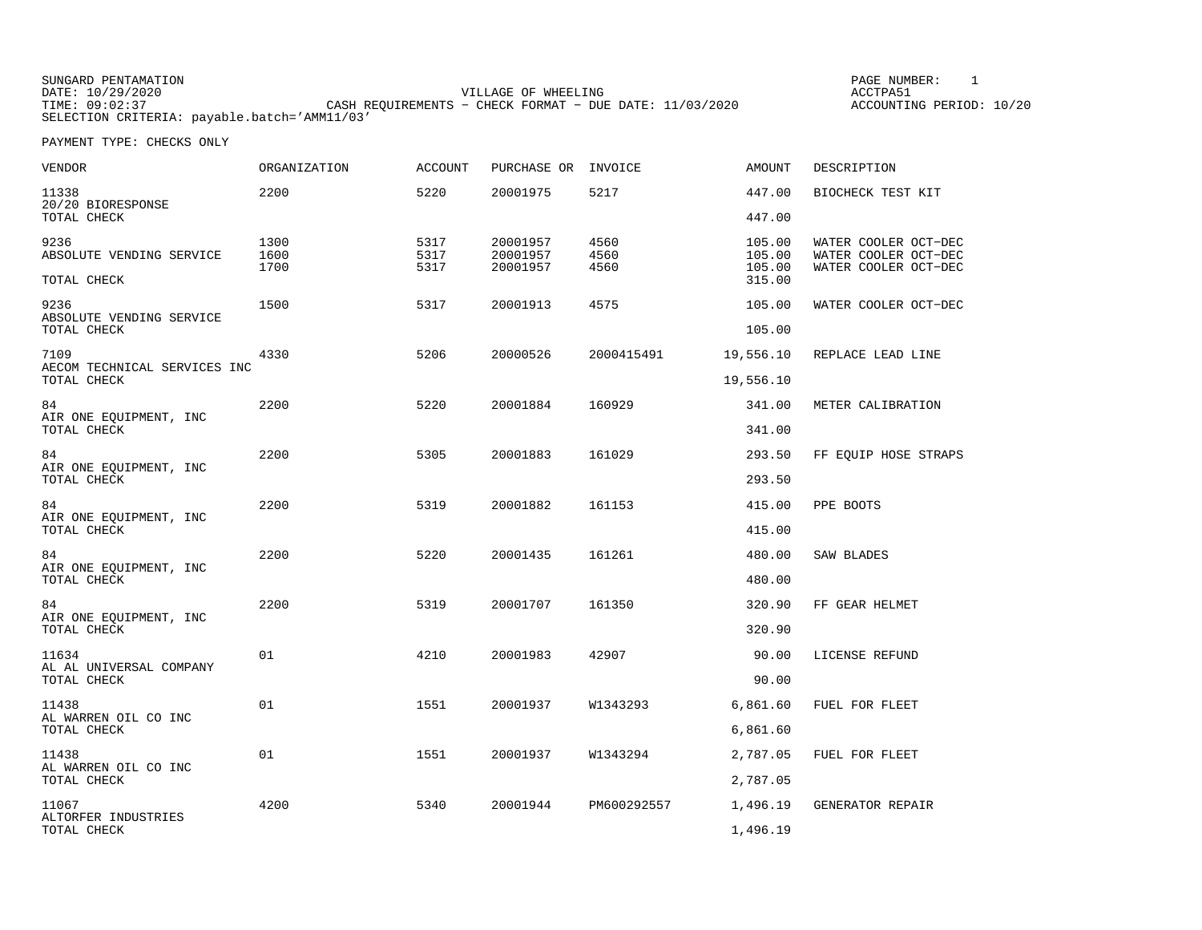SUNGARD PENTAMATION
DATE: 10/29/2020
TIME: 09:02:37
SELECTION CRITERIA: payable.batch='AMM11/03'

VILLAGE OF WHEELING
CASH REQUIREMENTS - CHECK FORMAT - DUE DATE: 11/03/2020

PAGE NUMBER: 1
ACCTPA51
ACCOUNTING PERIOD: 10/20

PAYMENT TYPE: CHECKS ONLY

| VENDOR | ORGANIZATION | ACCOUNT | PURCHASE OR | INVOICE | AMOUNT | DESCRIPTION |
|---|---|---|---|---|---|---|
| 11338 | 2200 | 5220 | 20001975 | 5217 | 447.00 | BIOCHECK TEST KIT |
| 20/20 BIORESPONSE | | | | | | |
| TOTAL CHECK | | | | | 447.00 | |
| 9236 | 1300 | 5317 | 20001957 | 4560 | 105.00 | WATER COOLER OCT-DEC |
| ABSOLUTE VENDING SERVICE | 1600 | 5317 | 20001957 | 4560 | 105.00 | WATER COOLER OCT-DEC |
| | 1700 | 5317 | 20001957 | 4560 | 105.00 | WATER COOLER OCT-DEC |
| TOTAL CHECK | | | | | 315.00 | |
| 9236 | 1500 | 5317 | 20001913 | 4575 | 105.00 | WATER COOLER OCT-DEC |
| ABSOLUTE VENDING SERVICE | | | | | | |
| TOTAL CHECK | | | | | 105.00 | |
| 7109 | 4330 | 5206 | 20000526 | 2000415491 | 19,556.10 | REPLACE LEAD LINE |
| AECOM TECHNICAL SERVICES INC | | | | | | |
| TOTAL CHECK | | | | | 19,556.10 | |
| 84 | 2200 | 5220 | 20001884 | 160929 | 341.00 | METER CALIBRATION |
| AIR ONE EQUIPMENT, INC | | | | | | |
| TOTAL CHECK | | | | | 341.00 | |
| 84 | 2200 | 5305 | 20001883 | 161029 | 293.50 | FF EQUIP HOSE STRAPS |
| AIR ONE EQUIPMENT, INC | | | | | | |
| TOTAL CHECK | | | | | 293.50 | |
| 84 | 2200 | 5319 | 20001882 | 161153 | 415.00 | PPE BOOTS |
| AIR ONE EQUIPMENT, INC | | | | | | |
| TOTAL CHECK | | | | | 415.00 | |
| 84 | 2200 | 5220 | 20001435 | 161261 | 480.00 | SAW BLADES |
| AIR ONE EQUIPMENT, INC | | | | | | |
| TOTAL CHECK | | | | | 480.00 | |
| 84 | 2200 | 5319 | 20001707 | 161350 | 320.90 | FF GEAR HELMET |
| AIR ONE EQUIPMENT, INC | | | | | | |
| TOTAL CHECK | | | | | 320.90 | |
| 11634 | 01 | 4210 | 20001983 | 42907 | 90.00 | LICENSE REFUND |
| AL AL UNIVERSAL COMPANY | | | | | | |
| TOTAL CHECK | | | | | 90.00 | |
| 11438 | 01 | 1551 | 20001937 | W1343293 | 6,861.60 | FUEL FOR FLEET |
| AL WARREN OIL CO INC | | | | | | |
| TOTAL CHECK | | | | | 6,861.60 | |
| 11438 | 01 | 1551 | 20001937 | W1343294 | 2,787.05 | FUEL FOR FLEET |
| AL WARREN OIL CO INC | | | | | | |
| TOTAL CHECK | | | | | 2,787.05 | |
| 11067 | 4200 | 5340 | 20001944 | PM600292557 | 1,496.19 | GENERATOR REPAIR |
| ALTORFER INDUSTRIES | | | | | | |
| TOTAL CHECK | | | | | 1,496.19 | |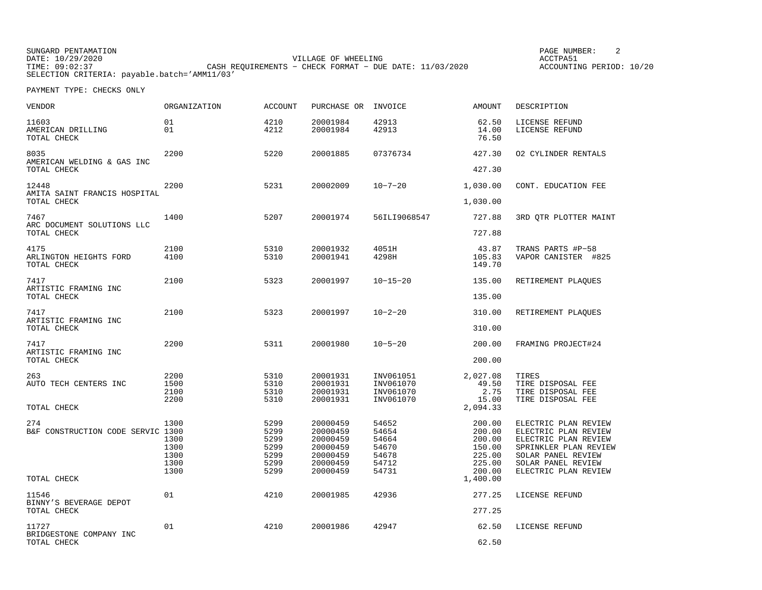SUNGARD PENTAMATION
DATE: 10/29/2020
TIME: 09:02:37
SELECTION CRITERIA: payable.batch='AMM11/03'

VILLAGE OF WHEELING
CASH REQUIREMENTS - CHECK FORMAT - DUE DATE: 11/03/2020

PAGE NUMBER: 2
ACCTPA51
ACCOUNTING PERIOD: 10/20

PAYMENT TYPE: CHECKS ONLY

| VENDOR | ORGANIZATION | ACCOUNT | PURCHASE OR | INVOICE | AMOUNT | DESCRIPTION |
|---|---|---|---|---|---|---|
| 11603 | 01 | 4210 | 20001984 | 42913 | 62.50 | LICENSE REFUND |
| AMERICAN DRILLING | 01 | 4212 | 20001984 | 42913 | 14.00 | LICENSE REFUND |
| TOTAL CHECK | | | | | 76.50 | |
| 8035 | 2200 | 5220 | 20001885 | 07376734 | 427.30 | O2 CYLINDER RENTALS |
| AMERICAN WELDING & GAS INC | | | | | | |
| TOTAL CHECK | | | | | 427.30 | |
| 12448 | 2200 | 5231 | 20002009 | 10-7-20 | 1,030.00 | CONT. EDUCATION FEE |
| AMITA SAINT FRANCIS HOSPITAL | | | | | | |
| TOTAL CHECK | | | | | 1,030.00 | |
| 7467 | 1400 | 5207 | 20001974 | 56ILI9068547 | 727.88 | 3RD QTR PLOTTER MAINT |
| ARC DOCUMENT SOLUTIONS LLC | | | | | | |
| TOTAL CHECK | | | | | 727.88 | |
| 4175 | 2100 | 5310 | 20001932 | 4051H | 43.87 | TRANS PARTS #P-58 |
| ARLINGTON HEIGHTS FORD | 4100 | 5310 | 20001941 | 4298H | 105.83 | VAPOR CANISTER #825 |
| TOTAL CHECK | | | | | 149.70 | |
| 7417 | 2100 | 5323 | 20001997 | 10-15-20 | 135.00 | RETIREMENT PLAQUES |
| ARTISTIC FRAMING INC | | | | | | |
| TOTAL CHECK | | | | | 135.00 | |
| 7417 | 2100 | 5323 | 20001997 | 10-2-20 | 310.00 | RETIREMENT PLAQUES |
| ARTISTIC FRAMING INC | | | | | | |
| TOTAL CHECK | | | | | 310.00 | |
| 7417 | 2200 | 5311 | 20001980 | 10-5-20 | 200.00 | FRAMING PROJECT#24 |
| ARTISTIC FRAMING INC | | | | | | |
| TOTAL CHECK | | | | | 200.00 | |
| 263 | 2200 | 5310 | 20001931 | INV061051 | 2,027.08 | TIRES |
| AUTO TECH CENTERS INC | 1500 | 5310 | 20001931 | INV061070 | 49.50 | TIRE DISPOSAL FEE |
| | 2100 | 5310 | 20001931 | INV061070 | 2.75 | TIRE DISPOSAL FEE |
| | 2200 | 5310 | 20001931 | INV061070 | 15.00 | TIRE DISPOSAL FEE |
| TOTAL CHECK | | | | | 2,094.33 | |
| 274 | 1300 | 5299 | 20000459 | 54652 | 200.00 | ELECTRIC PLAN REVIEW |
| B&F CONSTRUCTION CODE SERVIC | 1300 | 5299 | 20000459 | 54654 | 200.00 | ELECTRIC PLAN REVIEW |
| | 1300 | 5299 | 20000459 | 54664 | 200.00 | ELECTRIC PLAN REVIEW |
| | 1300 | 5299 | 20000459 | 54670 | 150.00 | SPRINKLER PLAN REVIEW |
| | 1300 | 5299 | 20000459 | 54678 | 225.00 | SOLAR PANEL REVIEW |
| | 1300 | 5299 | 20000459 | 54712 | 225.00 | SOLAR PANEL REVIEW |
| | 1300 | 5299 | 20000459 | 54731 | 200.00 | ELECTRIC PLAN REVIEW |
| TOTAL CHECK | | | | | 1,400.00 | |
| 11546 | 01 | 4210 | 20001985 | 42936 | 277.25 | LICENSE REFUND |
| BINNY'S BEVERAGE DEPOT | | | | | | |
| TOTAL CHECK | | | | | 277.25 | |
| 11727 | 01 | 4210 | 20001986 | 42947 | 62.50 | LICENSE REFUND |
| BRIDGESTONE COMPANY INC | | | | | | |
| TOTAL CHECK | | | | | 62.50 | |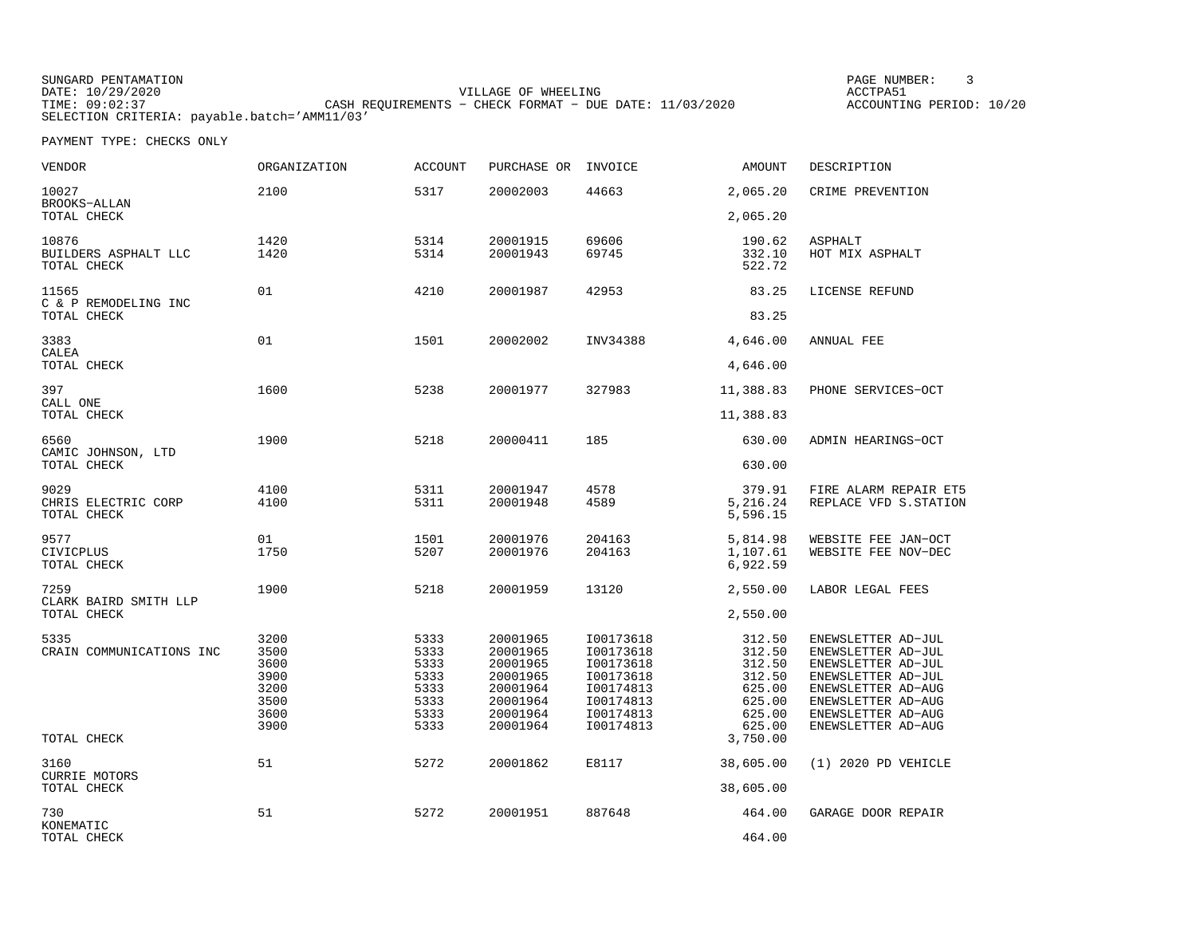SUNGARD PENTAMATION
DATE: 10/29/2020
TIME: 09:02:37
SELECTION CRITERIA: payable.batch='AMM11/03'

VILLAGE OF WHEELING
CASH REQUIREMENTS - CHECK FORMAT - DUE DATE: 11/03/2020

PAGE NUMBER: 3
ACCTPA51
ACCOUNTING PERIOD: 10/20

PAYMENT TYPE: CHECKS ONLY

| VENDOR | ORGANIZATION | ACCOUNT | PURCHASE OR | INVOICE | AMOUNT | DESCRIPTION |
|---|---|---|---|---|---|---|
| 10027 | 2100 | 5317 | 20002003 | 44663 | 2,065.20 | CRIME PREVENTION |
| BROOKS-ALLAN | | | | | | |
| TOTAL CHECK | | | | | 2,065.20 | |
| 10876 | 1420 | 5314 | 20001915 | 69606 | 190.62 | ASPHALT |
| BUILDERS ASPHALT LLC | 1420 | 5314 | 20001943 | 69745 | 332.10 | HOT MIX ASPHALT |
| TOTAL CHECK | | | | | 522.72 | |
| 11565 | 01 | 4210 | 20001987 | 42953 | 83.25 | LICENSE REFUND |
| C & P REMODELING INC | | | | | | |
| TOTAL CHECK | | | | | 83.25 | |
| 3383 | 01 | 1501 | 20002002 | INV34388 | 4,646.00 | ANNUAL FEE |
| CALEA | | | | | | |
| TOTAL CHECK | | | | | 4,646.00 | |
| 397 | 1600 | 5238 | 20001977 | 327983 | 11,388.83 | PHONE SERVICES-OCT |
| CALL ONE | | | | | | |
| TOTAL CHECK | | | | | 11,388.83 | |
| 6560 | 1900 | 5218 | 20000411 | 185 | 630.00 | ADMIN HEARINGS-OCT |
| CAMIC JOHNSON, LTD | | | | | | |
| TOTAL CHECK | | | | | 630.00 | |
| 9029 | 4100 | 5311 | 20001947 | 4578 | 379.91 | FIRE ALARM REPAIR ET5 |
| CHRIS ELECTRIC CORP | 4100 | 5311 | 20001948 | 4589 | 5,216.24 | REPLACE VFD S.STATION |
| TOTAL CHECK | | | | | 5,596.15 | |
| 9577 | 01 | 1501 | 20001976 | 204163 | 5,814.98 | WEBSITE FEE JAN-OCT |
| CIVICPLUS | 1750 | 5207 | 20001976 | 204163 | 1,107.61 | WEBSITE FEE NOV-DEC |
| TOTAL CHECK | | | | | 6,922.59 | |
| 7259 | 1900 | 5218 | 20001959 | 13120 | 2,550.00 | LABOR LEGAL FEES |
| CLARK BAIRD SMITH LLP | | | | | | |
| TOTAL CHECK | | | | | 2,550.00 | |
| 5335 | 3200 | 5333 | 20001965 | I00173618 | 312.50 | ENEWSLETTER AD-JUL |
| CRAIN COMMUNICATIONS INC | 3500 | 5333 | 20001965 | I00173618 | 312.50 | ENEWSLETTER AD-JUL |
| | 3600 | 5333 | 20001965 | I00173618 | 312.50 | ENEWSLETTER AD-JUL |
| | 3900 | 5333 | 20001965 | I00173618 | 312.50 | ENEWSLETTER AD-JUL |
| | 3200 | 5333 | 20001964 | I00174813 | 625.00 | ENEWSLETTER AD-AUG |
| | 3500 | 5333 | 20001964 | I00174813 | 625.00 | ENEWSLETTER AD-AUG |
| | 3600 | 5333 | 20001964 | I00174813 | 625.00 | ENEWSLETTER AD-AUG |
| | 3900 | 5333 | 20001964 | I00174813 | 625.00 | ENEWSLETTER AD-AUG |
| TOTAL CHECK | | | | | 3,750.00 | |
| 3160 | 51 | 5272 | 20001862 | E8117 | 38,605.00 | (1) 2020 PD VEHICLE |
| CURRIE MOTORS | | | | | | |
| TOTAL CHECK | | | | | 38,605.00 | |
| 730 | 51 | 5272 | 20001951 | 887648 | 464.00 | GARAGE DOOR REPAIR |
| KONEMATIC | | | | | | |
| TOTAL CHECK | | | | | 464.00 | |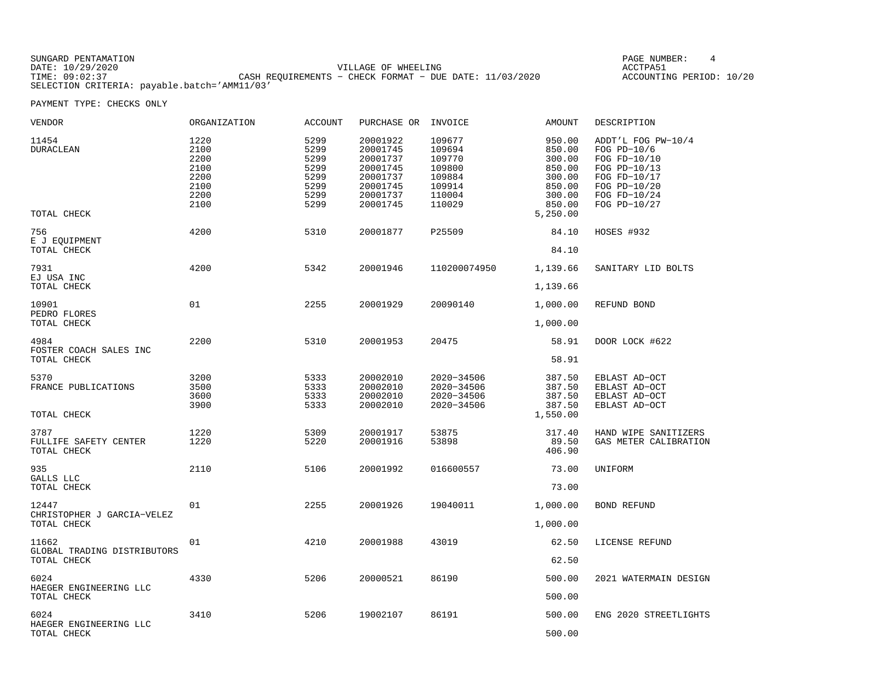SUNGARD PENTAMATION
DATE: 10/29/2020
TIME: 09:02:37
SELECTION CRITERIA: payable.batch='AMM11/03'

VILLAGE OF WHEELING
CASH REQUIREMENTS - CHECK FORMAT - DUE DATE: 11/03/2020

PAGE NUMBER: 4
ACCTPA51
ACCOUNTING PERIOD: 10/20

PAYMENT TYPE: CHECKS ONLY

| VENDOR | ORGANIZATION | ACCOUNT | PURCHASE OR | INVOICE | AMOUNT | DESCRIPTION |
|---|---|---|---|---|---|---|
| 11454 | 1220 | 5299 | 20001922 | 109677 | 950.00 | ADDT'L FOG PW-10/4 |
| DURACLEAN | 2100 | 5299 | 20001745 | 109694 | 850.00 | FOG PD-10/6 |
| | 2200 | 5299 | 20001737 | 109770 | 300.00 | FOG FD-10/10 |
| | 2100 | 5299 | 20001745 | 109800 | 850.00 | FOG PD-10/13 |
| | 2200 | 5299 | 20001737 | 109884 | 300.00 | FOG FD-10/17 |
| | 2100 | 5299 | 20001745 | 109914 | 850.00 | FOG PD-10/20 |
| | 2200 | 5299 | 20001737 | 110004 | 300.00 | FOG FD-10/24 |
| | 2100 | 5299 | 20001745 | 110029 | 850.00 | FOG PD-10/27 |
| TOTAL CHECK | | | | | 5,250.00 | |
| 756 | 4200 | 5310 | 20001877 | P25509 | 84.10 | HOSES #932 |
| E J EQUIPMENT | | | | | | |
| TOTAL CHECK | | | | | 84.10 | |
| 7931 | 4200 | 5342 | 20001946 | 110200074950 | 1,139.66 | SANITARY LID BOLTS |
| EJ USA INC | | | | | | |
| TOTAL CHECK | | | | | 1,139.66 | |
| 10901 | 01 | 2255 | 20001929 | 20090140 | 1,000.00 | REFUND BOND |
| PEDRO FLORES | | | | | | |
| TOTAL CHECK | | | | | 1,000.00 | |
| 4984 | 2200 | 5310 | 20001953 | 20475 | 58.91 | DOOR LOCK #622 |
| FOSTER COACH SALES INC | | | | | | |
| TOTAL CHECK | | | | | 58.91 | |
| 5370 | 3200 | 5333 | 20002010 | 2020-34506 | 387.50 | EBLAST AD-OCT |
| FRANCE PUBLICATIONS | 3500 | 5333 | 20002010 | 2020-34506 | 387.50 | EBLAST AD-OCT |
| | 3600 | 5333 | 20002010 | 2020-34506 | 387.50 | EBLAST AD-OCT |
| | 3900 | 5333 | 20002010 | 2020-34506 | 387.50 | EBLAST AD-OCT |
| TOTAL CHECK | | | | | 1,550.00 | |
| 3787 | 1220 | 5309 | 20001917 | 53875 | 317.40 | HAND WIPE SANITIZERS |
| FULLIFE SAFETY CENTER | 1220 | 5220 | 20001916 | 53898 | 89.50 | GAS METER CALIBRATION |
| TOTAL CHECK | | | | | 406.90 | |
| 935 | 2110 | 5106 | 20001992 | 016600557 | 73.00 | UNIFORM |
| GALLS LLC | | | | | | |
| TOTAL CHECK | | | | | 73.00 | |
| 12447 | 01 | 2255 | 20001926 | 19040011 | 1,000.00 | BOND REFUND |
| CHRISTOPHER J GARCIA-VELEZ | | | | | | |
| TOTAL CHECK | | | | | 1,000.00 | |
| 11662 | 01 | 4210 | 20001988 | 43019 | 62.50 | LICENSE REFUND |
| GLOBAL TRADING DISTRIBUTORS | | | | | | |
| TOTAL CHECK | | | | | 62.50 | |
| 6024 | 4330 | 5206 | 20000521 | 86190 | 500.00 | 2021 WATERMAIN DESIGN |
| HAEGER ENGINEERING LLC | | | | | | |
| TOTAL CHECK | | | | | 500.00 | |
| 6024 | 3410 | 5206 | 19002107 | 86191 | 500.00 | ENG 2020 STREETLIGHTS |
| HAEGER ENGINEERING LLC | | | | | | |
| TOTAL CHECK | | | | | 500.00 | |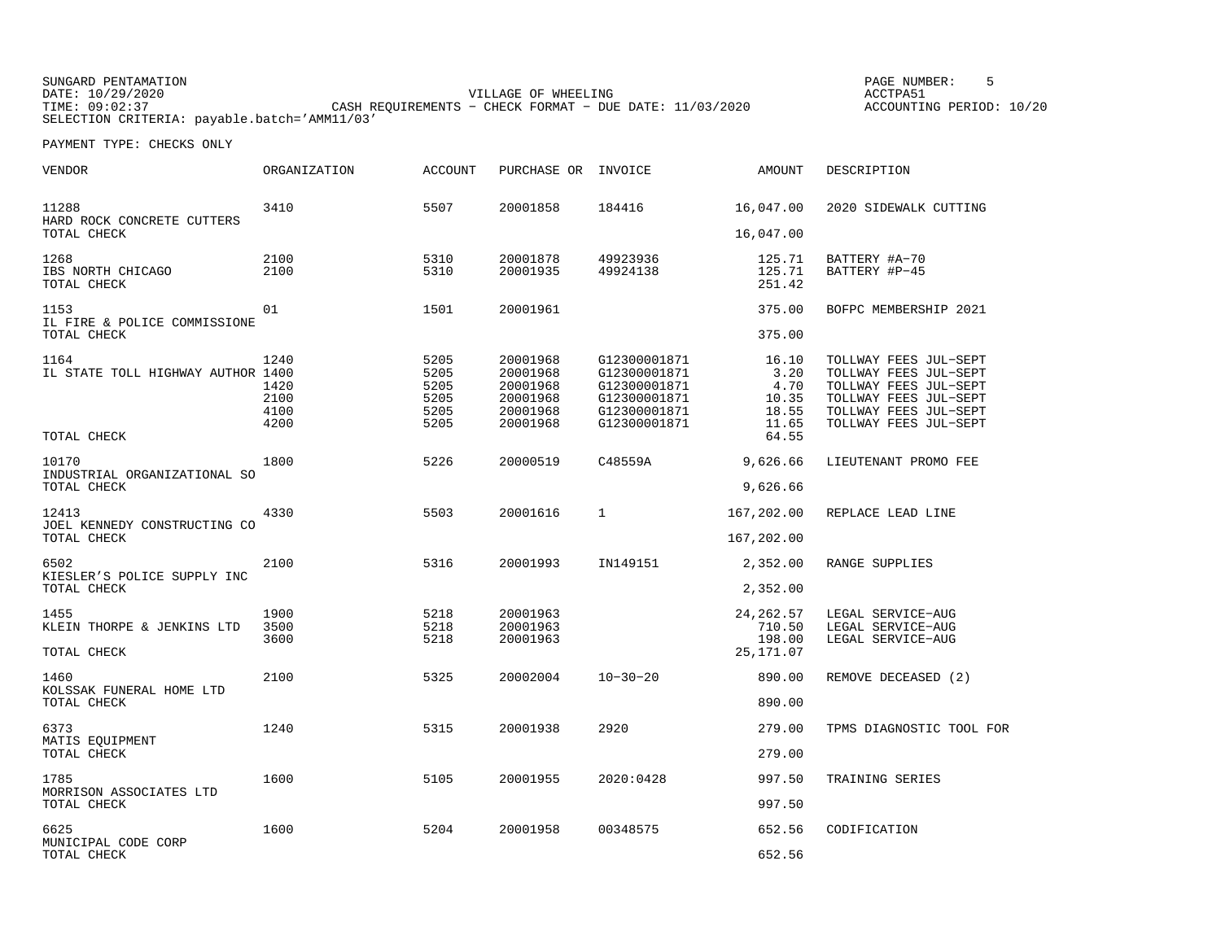SUNGARD PENTAMATION
DATE: 10/29/2020
TIME: 09:02:37
SELECTION CRITERIA: payable.batch='AMM11/03'

VILLAGE OF WHEELING
CASH REQUIREMENTS - CHECK FORMAT - DUE DATE: 11/03/2020

PAGE NUMBER: 5
ACCTPA51
ACCOUNTING PERIOD: 10/20

PAYMENT TYPE: CHECKS ONLY

| VENDOR | ORGANIZATION | ACCOUNT | PURCHASE OR | INVOICE | AMOUNT | DESCRIPTION |
|---|---|---|---|---|---|---|
| 11288 | 3410 | 5507 | 20001858 | 184416 | 16,047.00 | 2020 SIDEWALK CUTTING |
| HARD ROCK CONCRETE CUTTERS | | | | | | |
| TOTAL CHECK | | | | | 16,047.00 | |
| 1268 | 2100 | 5310 | 20001878 | 49923936 | 125.71 | BATTERY #A-70 |
| IBS NORTH CHICAGO | 2100 | 5310 | 20001935 | 49924138 | 125.71 | BATTERY #P-45 |
| TOTAL CHECK | | | | | 251.42 | |
| 1153 | 01 | 1501 | 20001961 | | 375.00 | BOFPC MEMBERSHIP 2021 |
| IL FIRE & POLICE COMMISSIONE | | | | | | |
| TOTAL CHECK | | | | | 375.00 | |
| 1164 | 1240 | 5205 | 20001968 | G12300001871 | 16.10 | TOLLWAY FEES JUL-SEPT |
| IL STATE TOLL HIGHWAY AUTHOR | 1400 | 5205 | 20001968 | G12300001871 | 3.20 | TOLLWAY FEES JUL-SEPT |
| | 1420 | 5205 | 20001968 | G12300001871 | 4.70 | TOLLWAY FEES JUL-SEPT |
| | 2100 | 5205 | 20001968 | G12300001871 | 10.35 | TOLLWAY FEES JUL-SEPT |
| | 4100 | 5205 | 20001968 | G12300001871 | 18.55 | TOLLWAY FEES JUL-SEPT |
| | 4200 | 5205 | 20001968 | G12300001871 | 11.65 | TOLLWAY FEES JUL-SEPT |
| TOTAL CHECK | | | | | 64.55 | |
| 10170 | 1800 | 5226 | 20000519 | C48559A | 9,626.66 | LIEUTENANT PROMO FEE |
| INDUSTRIAL ORGANIZATIONAL SO | | | | | | |
| TOTAL CHECK | | | | | 9,626.66 | |
| 12413 | 4330 | 5503 | 20001616 | 1 | 167,202.00 | REPLACE LEAD LINE |
| JOEL KENNEDY CONSTRUCTING CO | | | | | | |
| TOTAL CHECK | | | | | 167,202.00 | |
| 6502 | 2100 | 5316 | 20001993 | IN149151 | 2,352.00 | RANGE SUPPLIES |
| KIESLER'S POLICE SUPPLY INC | | | | | | |
| TOTAL CHECK | | | | | 2,352.00 | |
| 1455 | 1900 | 5218 | 20001963 | | 24,262.57 | LEGAL SERVICE-AUG |
| KLEIN THORPE & JENKINS LTD | 3500 | 5218 | 20001963 | | 710.50 | LEGAL SERVICE-AUG |
| | 3600 | 5218 | 20001963 | | 198.00 | LEGAL SERVICE-AUG |
| TOTAL CHECK | | | | | 25,171.07 | |
| 1460 | 2100 | 5325 | 20002004 | 10-30-20 | 890.00 | REMOVE DECEASED (2) |
| KOLSSAK FUNERAL HOME LTD | | | | | | |
| TOTAL CHECK | | | | | 890.00 | |
| 6373 | 1240 | 5315 | 20001938 | 2920 | 279.00 | TPMS DIAGNOSTIC TOOL FOR |
| MATIS EQUIPMENT | | | | | | |
| TOTAL CHECK | | | | | 279.00 | |
| 1785 | 1600 | 5105 | 20001955 | 2020:0428 | 997.50 | TRAINING SERIES |
| MORRISON ASSOCIATES LTD | | | | | | |
| TOTAL CHECK | | | | | 997.50 | |
| 6625 | 1600 | 5204 | 20001958 | 00348575 | 652.56 | CODIFICATION |
| MUNICIPAL CODE CORP | | | | | | |
| TOTAL CHECK | | | | | 652.56 | |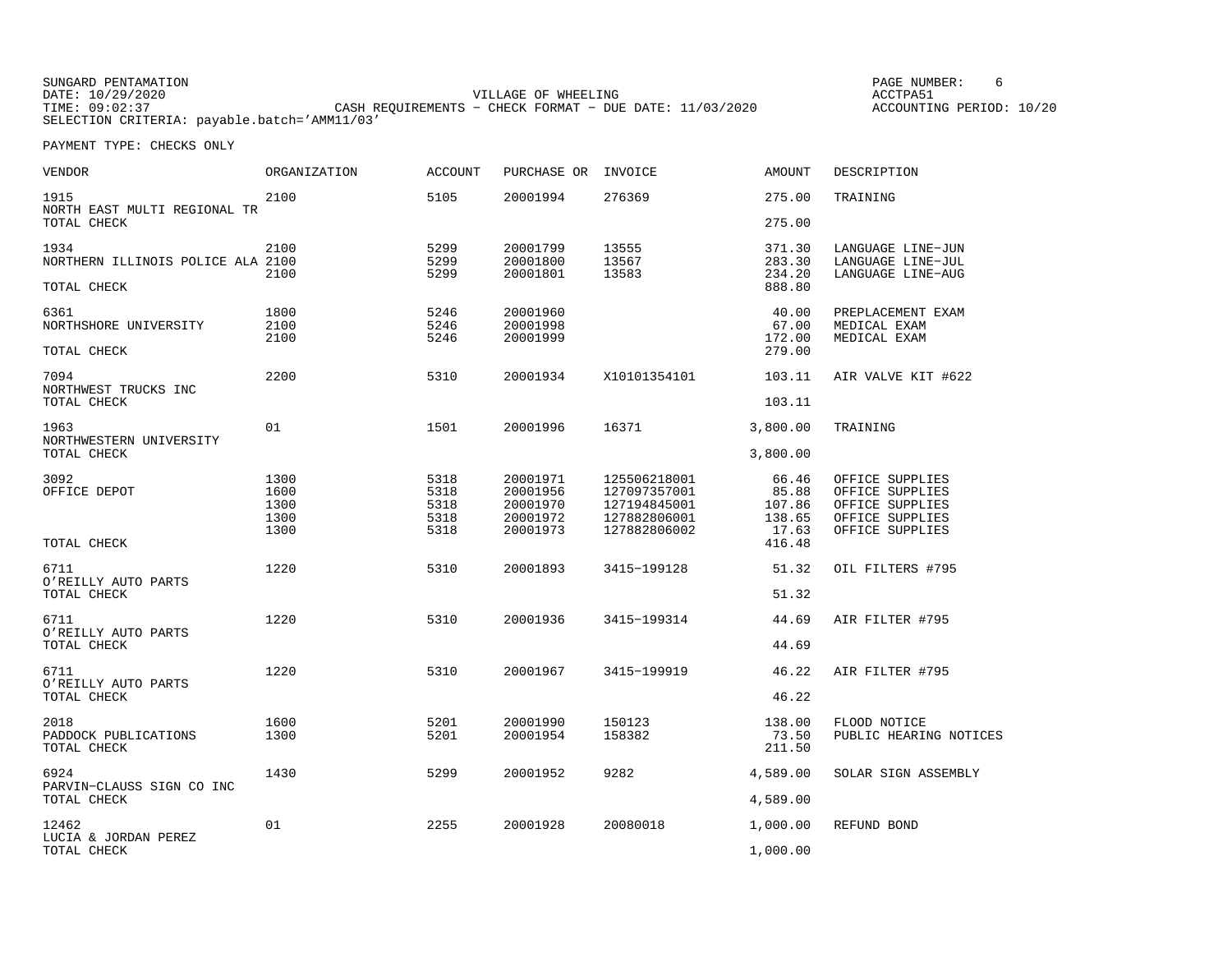SUNGARD PENTAMATION
DATE: 10/29/2020
TIME: 09:02:37
SELECTION CRITERIA: payable.batch='AMM11/03'

VILLAGE OF WHEELING
CASH REQUIREMENTS - CHECK FORMAT - DUE DATE: 11/03/2020

PAGE NUMBER: 6
ACCTPA51
ACCOUNTING PERIOD: 10/20

PAYMENT TYPE: CHECKS ONLY

| VENDOR | ORGANIZATION | ACCOUNT | PURCHASE OR | INVOICE | AMOUNT | DESCRIPTION |
|---|---|---|---|---|---|---|
| 1915 | 2100 | 5105 | 20001994 | 276369 | 275.00 | TRAINING |
| NORTH EAST MULTI REGIONAL TR | | | | | | |
| TOTAL CHECK | | | | | 275.00 | |
| 1934 | 2100 | 5299 | 20001799 | 13555 | 371.30 | LANGUAGE LINE-JUN |
| NORTHERN ILLINOIS POLICE ALA | 2100 | 5299 | 20001800 | 13567 | 283.30 | LANGUAGE LINE-JUL |
| | 2100 | 5299 | 20001801 | 13583 | 234.20 | LANGUAGE LINE-AUG |
| TOTAL CHECK | | | | | 888.80 | |
| 6361 | 1800 | 5246 | 20001960 | | 40.00 | PREPLACEMENT EXAM |
| NORTHSHORE UNIVERSITY | 2100 | 5246 | 20001998 | | 67.00 | MEDICAL EXAM |
| | 2100 | 5246 | 20001999 | | 172.00 | MEDICAL EXAM |
| TOTAL CHECK | | | | | 279.00 | |
| 7094 | 2200 | 5310 | 20001934 | X10101354101 | 103.11 | AIR VALVE KIT #622 |
| NORTHWEST TRUCKS INC | | | | | | |
| TOTAL CHECK | | | | | 103.11 | |
| 1963 | 01 | 1501 | 20001996 | 16371 | 3,800.00 | TRAINING |
| NORTHWESTERN UNIVERSITY | | | | | | |
| TOTAL CHECK | | | | | 3,800.00 | |
| 3092 | 1300 | 5318 | 20001971 | 125506218001 | 66.46 | OFFICE SUPPLIES |
| OFFICE DEPOT | 1600 | 5318 | 20001956 | 127097357001 | 85.88 | OFFICE SUPPLIES |
| | 1300 | 5318 | 20001970 | 127194845001 | 107.86 | OFFICE SUPPLIES |
| | 1300 | 5318 | 20001972 | 127882806001 | 138.65 | OFFICE SUPPLIES |
| | 1300 | 5318 | 20001973 | 127882806002 | 17.63 | OFFICE SUPPLIES |
| TOTAL CHECK | | | | | 416.48 | |
| 6711 | 1220 | 5310 | 20001893 | 3415-199128 | 51.32 | OIL FILTERS #795 |
| O'REILLY AUTO PARTS | | | | | | |
| TOTAL CHECK | | | | | 51.32 | |
| 6711 | 1220 | 5310 | 20001936 | 3415-199314 | 44.69 | AIR FILTER #795 |
| O'REILLY AUTO PARTS | | | | | | |
| TOTAL CHECK | | | | | 44.69 | |
| 6711 | 1220 | 5310 | 20001967 | 3415-199919 | 46.22 | AIR FILTER #795 |
| O'REILLY AUTO PARTS | | | | | | |
| TOTAL CHECK | | | | | 46.22 | |
| 2018 | 1600 | 5201 | 20001990 | 150123 | 138.00 | FLOOD NOTICE |
| PADDOCK PUBLICATIONS | 1300 | 5201 | 20001954 | 158382 | 73.50 | PUBLIC HEARING NOTICES |
| TOTAL CHECK | | | | | 211.50 | |
| 6924 | 1430 | 5299 | 20001952 | 9282 | 4,589.00 | SOLAR SIGN ASSEMBLY |
| PARVIN-CLAUSS SIGN CO INC | | | | | | |
| TOTAL CHECK | | | | | 4,589.00 | |
| 12462 | 01 | 2255 | 20001928 | 20080018 | 1,000.00 | REFUND BOND |
| LUCIA & JORDAN PEREZ | | | | | | |
| TOTAL CHECK | | | | | 1,000.00 | |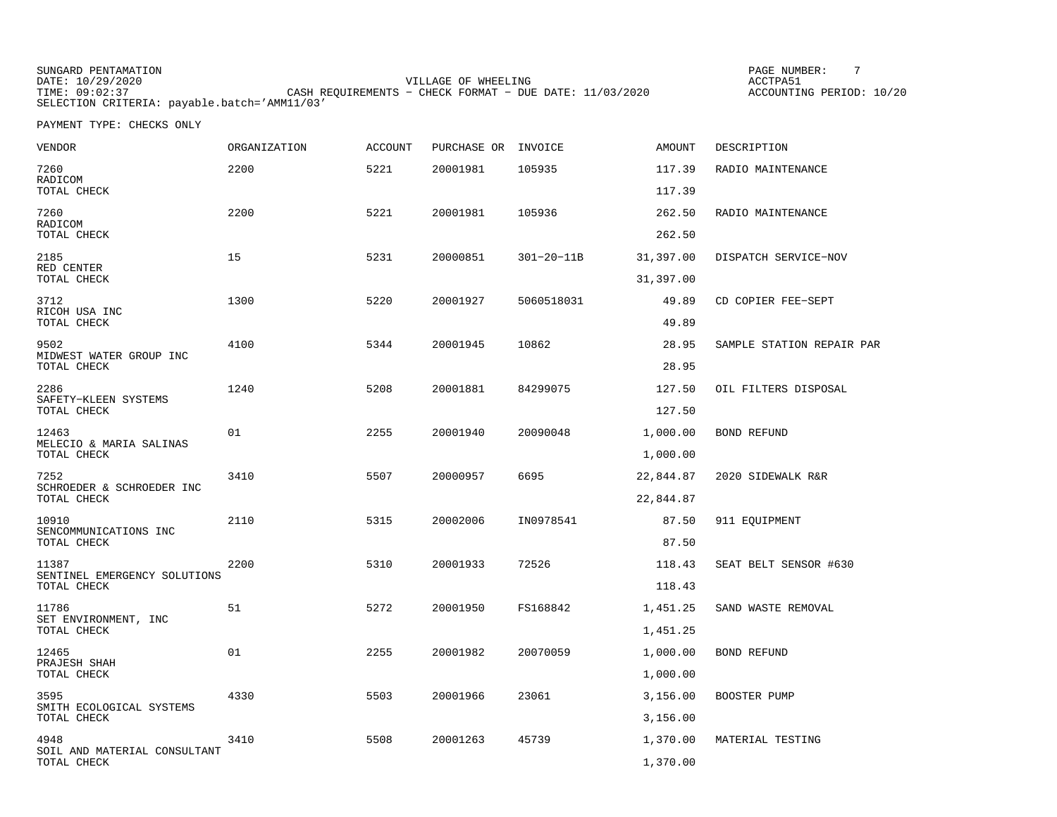SUNGARD PENTAMATION
DATE: 10/29/2020
TIME: 09:02:37
SELECTION CRITERIA: payable.batch='AMM11/03'

VILLAGE OF WHEELING
CASH REQUIREMENTS - CHECK FORMAT - DUE DATE: 11/03/2020

ACCTPA51
ACCOUNTING PERIOD: 10/20

PAYMENT TYPE: CHECKS ONLY

| VENDOR | ORGANIZATION | ACCOUNT | PURCHASE OR | INVOICE | AMOUNT | DESCRIPTION |
|---|---|---|---|---|---|---|
| 7260 RADICOM | 2200 | 5221 | 20001981 | 105935 | 117.39 | RADIO MAINTENANCE |
| TOTAL CHECK | | | | | 117.39 | |
| 7260 RADICOM | 2200 | 5221 | 20001981 | 105936 | 262.50 | RADIO MAINTENANCE |
| TOTAL CHECK | | | | | 262.50 | |
| 2185 RED CENTER | 15 | 5231 | 20000851 | 301-20-11B | 31,397.00 | DISPATCH SERVICE-NOV |
| TOTAL CHECK | | | | | 31,397.00 | |
| 3712 RICOH USA INC | 1300 | 5220 | 20001927 | 5060518031 | 49.89 | CD COPIER FEE-SEPT |
| TOTAL CHECK | | | | | 49.89 | |
| 9502 MIDWEST WATER GROUP INC | 4100 | 5344 | 20001945 | 10862 | 28.95 | SAMPLE STATION REPAIR PAR |
| TOTAL CHECK | | | | | 28.95 | |
| 2286 SAFETY-KLEEN SYSTEMS | 1240 | 5208 | 20001881 | 84299075 | 127.50 | OIL FILTERS DISPOSAL |
| TOTAL CHECK | | | | | 127.50 | |
| 12463 MELECIO & MARIA SALINAS | 01 | 2255 | 20001940 | 20090048 | 1,000.00 | BOND REFUND |
| TOTAL CHECK | | | | | 1,000.00 | |
| 7252 SCHROEDER & SCHROEDER INC | 3410 | 5507 | 20000957 | 6695 | 22,844.87 | 2020 SIDEWALK R&R |
| TOTAL CHECK | | | | | 22,844.87 | |
| 10910 SENCOMMUNICATIONS INC | 2110 | 5315 | 20002006 | IN0978541 | 87.50 | 911 EQUIPMENT |
| TOTAL CHECK | | | | | 87.50 | |
| 11387 SENTINEL EMERGENCY SOLUTIONS | 2200 | 5310 | 20001933 | 72526 | 118.43 | SEAT BELT SENSOR #630 |
| TOTAL CHECK | | | | | 118.43 | |
| 11786 SET ENVIRONMENT, INC | 51 | 5272 | 20001950 | FS168842 | 1,451.25 | SAND WASTE REMOVAL |
| TOTAL CHECK | | | | | 1,451.25 | |
| 12465 PRAJESH SHAH | 01 | 2255 | 20001982 | 20070059 | 1,000.00 | BOND REFUND |
| TOTAL CHECK | | | | | 1,000.00 | |
| 3595 SMITH ECOLOGICAL SYSTEMS | 4330 | 5503 | 20001966 | 23061 | 3,156.00 | BOOSTER PUMP |
| TOTAL CHECK | | | | | 3,156.00 | |
| 4948 SOIL AND MATERIAL CONSULTANT | 3410 | 5508 | 20001263 | 45739 | 1,370.00 | MATERIAL TESTING |
| TOTAL CHECK | | | | | 1,370.00 | |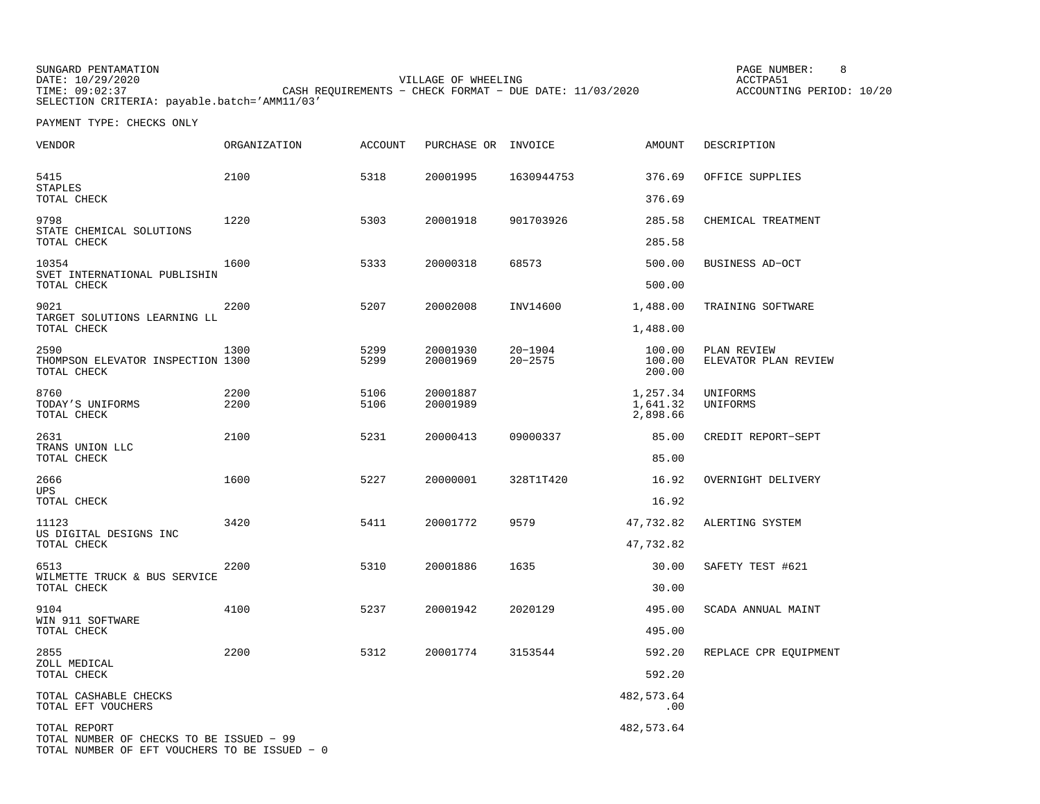SUNGARD PENTAMATION
DATE: 10/29/2020
TIME: 09:02:37
SELECTION CRITERIA: payable.batch='AMM11/03'

VILLAGE OF WHEELING
CASH REQUIREMENTS - CHECK FORMAT - DUE DATE: 11/03/2020

PAGE NUMBER: 8
ACCTPA51
ACCOUNTING PERIOD: 10/20

PAYMENT TYPE: CHECKS ONLY

| VENDOR | ORGANIZATION | ACCOUNT | PURCHASE OR | INVOICE | AMOUNT | DESCRIPTION |
|---|---|---|---|---|---|---|
| 5415 STAPLES | 2100 | 5318 | 20001995 | 1630944753 | 376.69 | OFFICE SUPPLIES |
| TOTAL CHECK | | | | | 376.69 | |
| 9798 STATE CHEMICAL SOLUTIONS | 1220 | 5303 | 20001918 | 901703926 | 285.58 | CHEMICAL TREATMENT |
| TOTAL CHECK | | | | | 285.58 | |
| 10354 SVET INTERNATIONAL PUBLISHIN | 1600 | 5333 | 20000318 | 68573 | 500.00 | BUSINESS AD-OCT |
| TOTAL CHECK | | | | | 500.00 | |
| 9021 TARGET SOLUTIONS LEARNING LL | 2200 | 5207 | 20002008 | INV14600 | 1,488.00 | TRAINING SOFTWARE |
| TOTAL CHECK | | | | | 1,488.00 | |
| 2590 | 1300 | 5299 | 20001930 | 20-1904 | 100.00 | PLAN REVIEW |
| THOMPSON ELEVATOR INSPECTION | 1300 | 5299 | 20001969 | 20-2575 | 100.00 | ELEVATOR PLAN REVIEW |
| TOTAL CHECK | | | | | 200.00 | |
| 8760 | 2200 | 5106 | 20001887 | | 1,257.34 | UNIFORMS |
| TODAY'S UNIFORMS | 2200 | 5106 | 20001989 | | 1,641.32 | UNIFORMS |
| TOTAL CHECK | | | | | 2,898.66 | |
| 2631 TRANS UNION LLC | 2100 | 5231 | 20000413 | 09000337 | 85.00 | CREDIT REPORT-SEPT |
| TOTAL CHECK | | | | | 85.00 | |
| 2666 UPS | 1600 | 5227 | 20000001 | 328T1T420 | 16.92 | OVERNIGHT DELIVERY |
| TOTAL CHECK | | | | | 16.92 | |
| 11123 US DIGITAL DESIGNS INC | 3420 | 5411 | 20001772 | 9579 | 47,732.82 | ALERTING SYSTEM |
| TOTAL CHECK | | | | | 47,732.82 | |
| 6513 WILMETTE TRUCK & BUS SERVICE | 2200 | 5310 | 20001886 | 1635 | 30.00 | SAFETY TEST #621 |
| TOTAL CHECK | | | | | 30.00 | |
| 9104 WIN 911 SOFTWARE | 4100 | 5237 | 20001942 | 2020129 | 495.00 | SCADA ANNUAL MAINT |
| TOTAL CHECK | | | | | 495.00 | |
| 2855 ZOLL MEDICAL | 2200 | 5312 | 20001774 | 3153544 | 592.20 | REPLACE CPR EQUIPMENT |
| TOTAL CHECK | | | | | 592.20 | |
| TOTAL CASHABLE CHECKS | | | | | 482,573.64 | |
| TOTAL EFT VOUCHERS | | | | | .00 | |
| TOTAL REPORT | | | | | 482,573.64 | |

TOTAL NUMBER OF CHECKS TO BE ISSUED - 99
TOTAL NUMBER OF EFT VOUCHERS TO BE ISSUED - 0